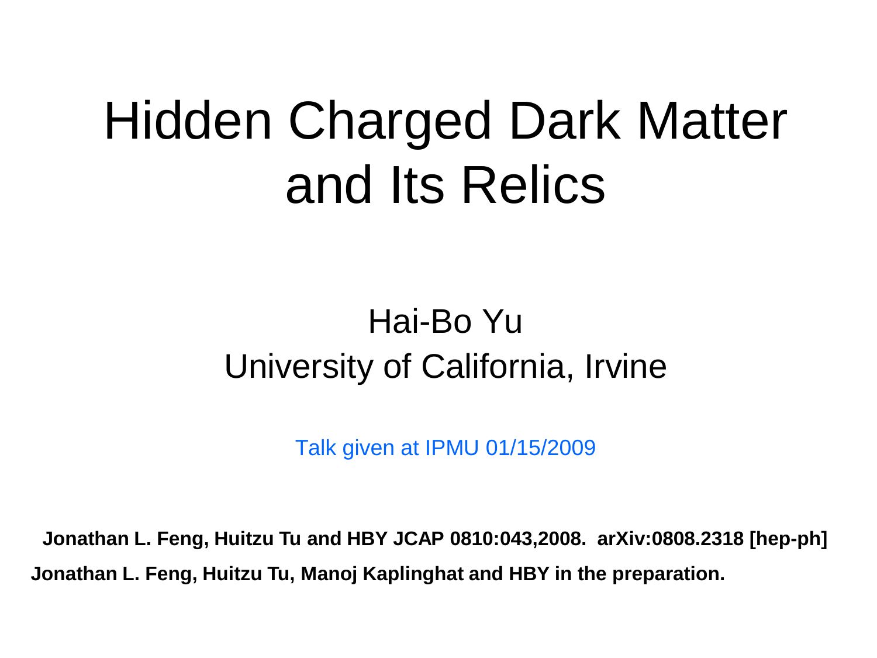# Hidden Charged Dark Matter and Its Relics

Hai-Bo Yu

University of California, Irvine

Talk given at IPMU 01/15/2009

**Jonathan L. Feng, Huitzu Tu and HBY JCAP 0810:043,2008. arXiv:0808.2318 [hep-ph]**

**Jonathan L. Feng, Huitzu Tu, Manoj Kaplinghat and HBY in the preparation.**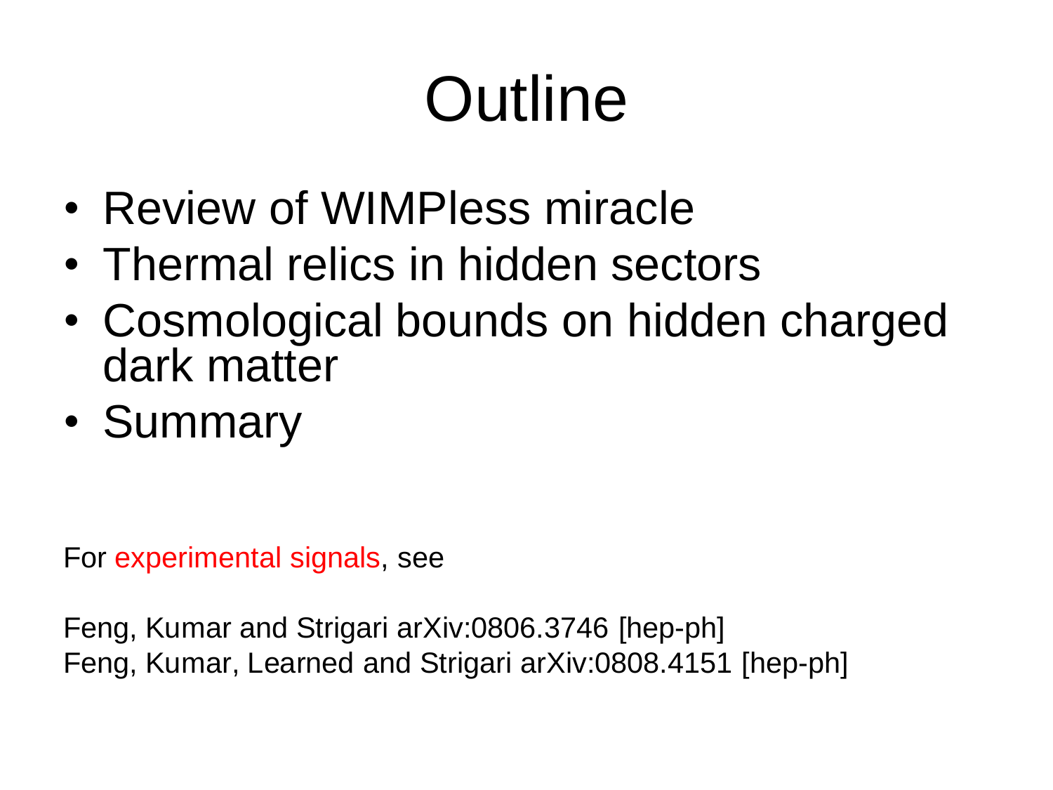# Outline

- Review of WIMPless miracle
- Thermal relics in hidden sectors
- Cosmological bounds on hidden charged dark matter
- Summary

For experimental signals, see

Feng, Kumar and Strigari arXiv:0806.3746 [hep-ph]
Feng, Kumar, Learned and Strigari arXiv:0808.4151 [hep-ph]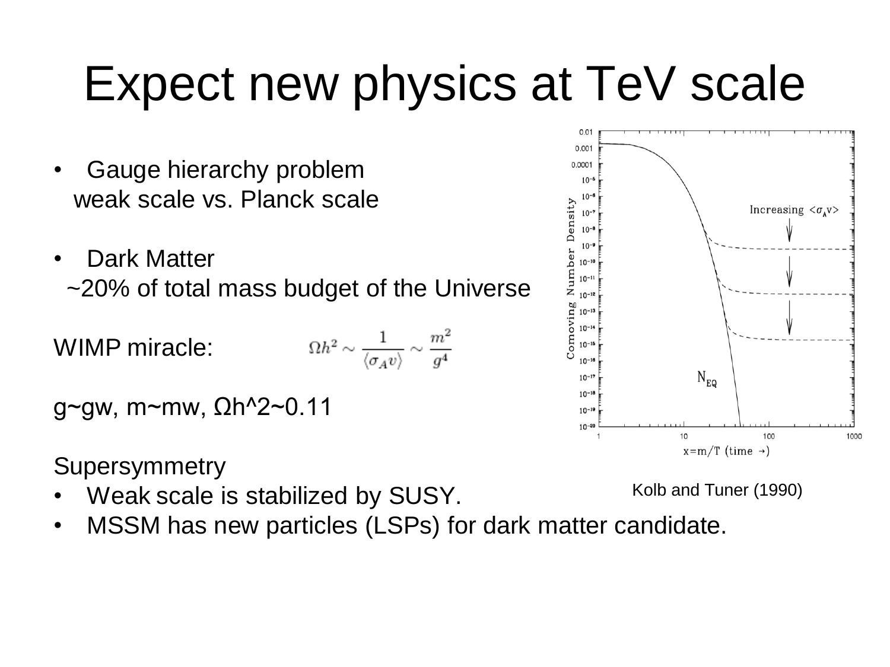# Expect new physics at TeV scale

- Gauge hierarchy problem
  weak scale vs. Planck scale

- Dark Matter
  ~20% of total mass budget of the Universe

WIMP miracle: $\Omega h^2 \sim \frac{1}{\langle \sigma_A v \rangle} \sim \frac{m^2}{g^4}$

g~gw, m~mw, Ωh^2~0.11

Supersymmetry

- Weak scale is stabilized by SUSY.
- MSSM has new particles (LSPs) for dark matter candidate.

Kolb and Tuner (1990)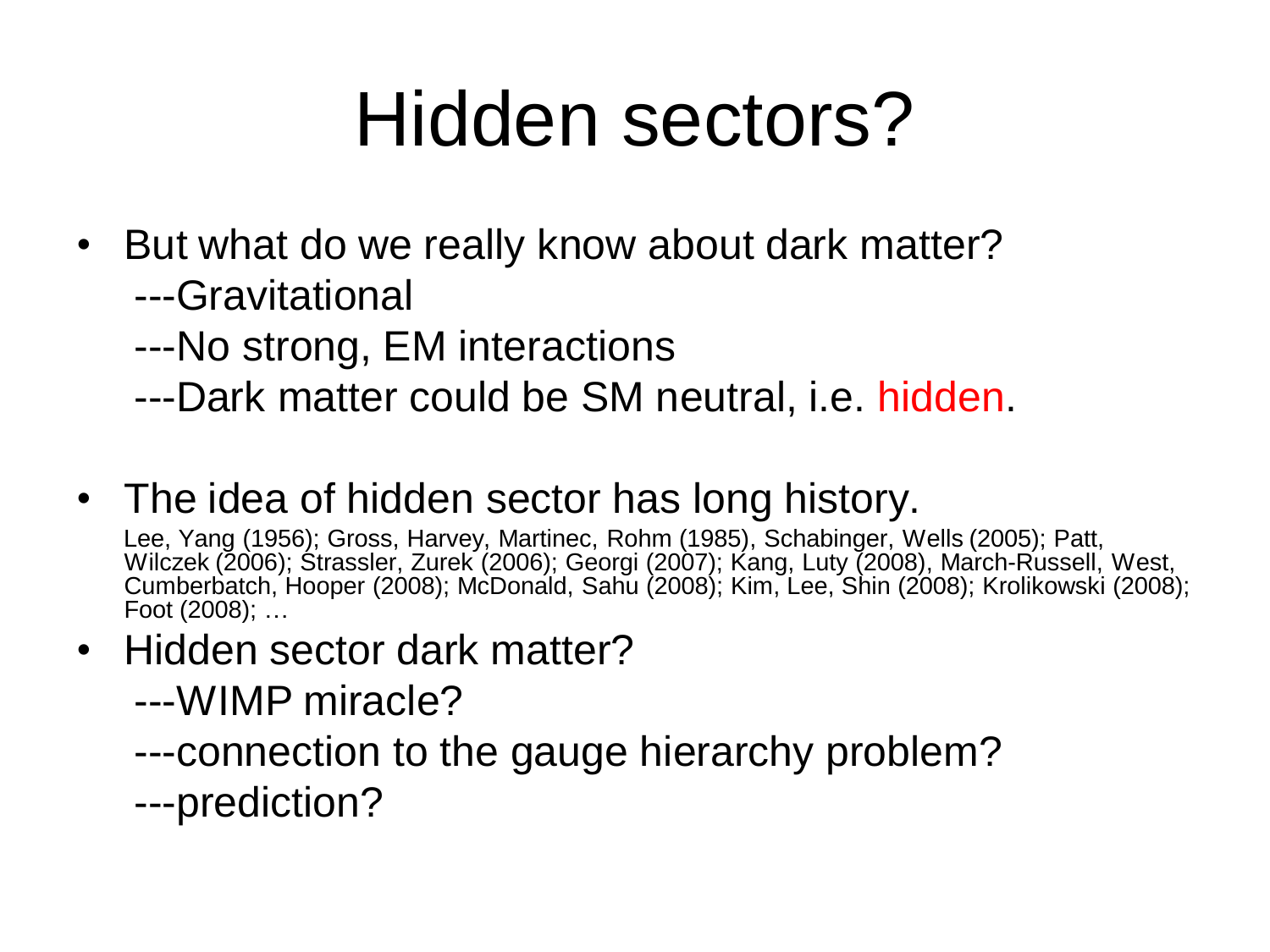# Hidden sectors?

- But what do we really know about dark matter?
  - ---Gravitational
  - ---No strong, EM interactions
  - ---Dark matter could be SM neutral, i.e. hidden.

- The idea of hidden sector has long history.

  Lee, Yang (1956); Gross, Harvey, Martinec, Rohm (1985), Schabinger, Wells (2005); Patt, Wilczek (2006); Strassler, Zurek (2006); Georgi (2007); Kang, Luty (2008), March-Russell, West, Cumberbatch, Hooper (2008); McDonald, Sahu (2008); Kim, Lee, Shin (2008); Krolikowski (2008); Foot (2008); …

- Hidden sector dark matter?
  - ---WIMP miracle?
  - ---connection to the gauge hierarchy problem?
  - ---prediction?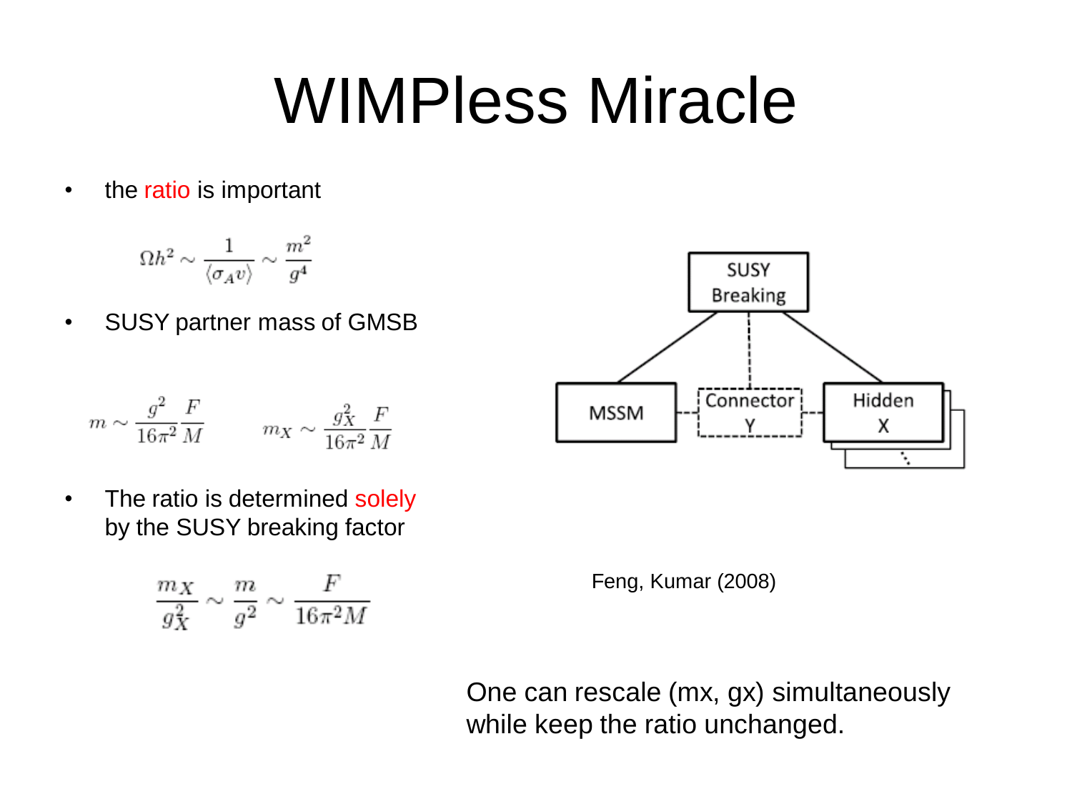# WIMPless Miracle

- the ratio is important

$$\Omega h^2 \sim \frac{1}{\langle \sigma_A v \rangle} \sim \frac{m^2}{g^4}$$

- SUSY partner mass of GMSB

$$m \sim \frac{g^2}{16\pi^2} \frac{F}{M} \qquad m_X \sim \frac{g_X^2}{16\pi^2} \frac{F}{M}$$

- The ratio is determined solely by the SUSY breaking factor

$$\frac{m_X}{g_X^2} \sim \frac{m}{g^2} \sim \frac{F}{16\pi^2 M}$$

SUSY Breaking

MSSM — Connector Y — Hidden X

Feng, Kumar (2008)

One can rescale (mx, gx) simultaneously while keep the ratio unchanged.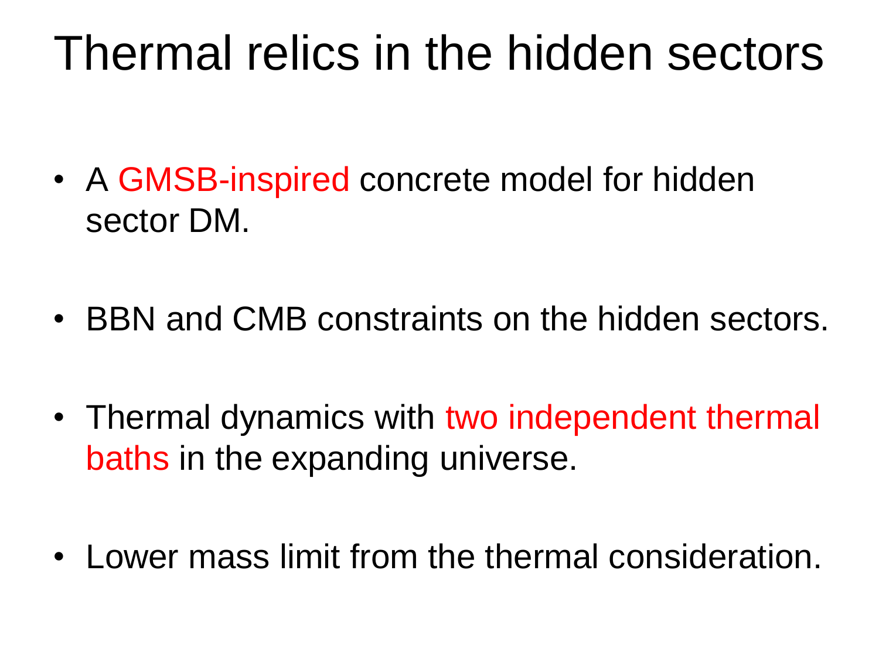# Thermal relics in the hidden sectors

- A GMSB-inspired concrete model for hidden sector DM.
- BBN and CMB constraints on the hidden sectors.
- Thermal dynamics with two independent thermal baths in the expanding universe.
- Lower mass limit from the thermal consideration.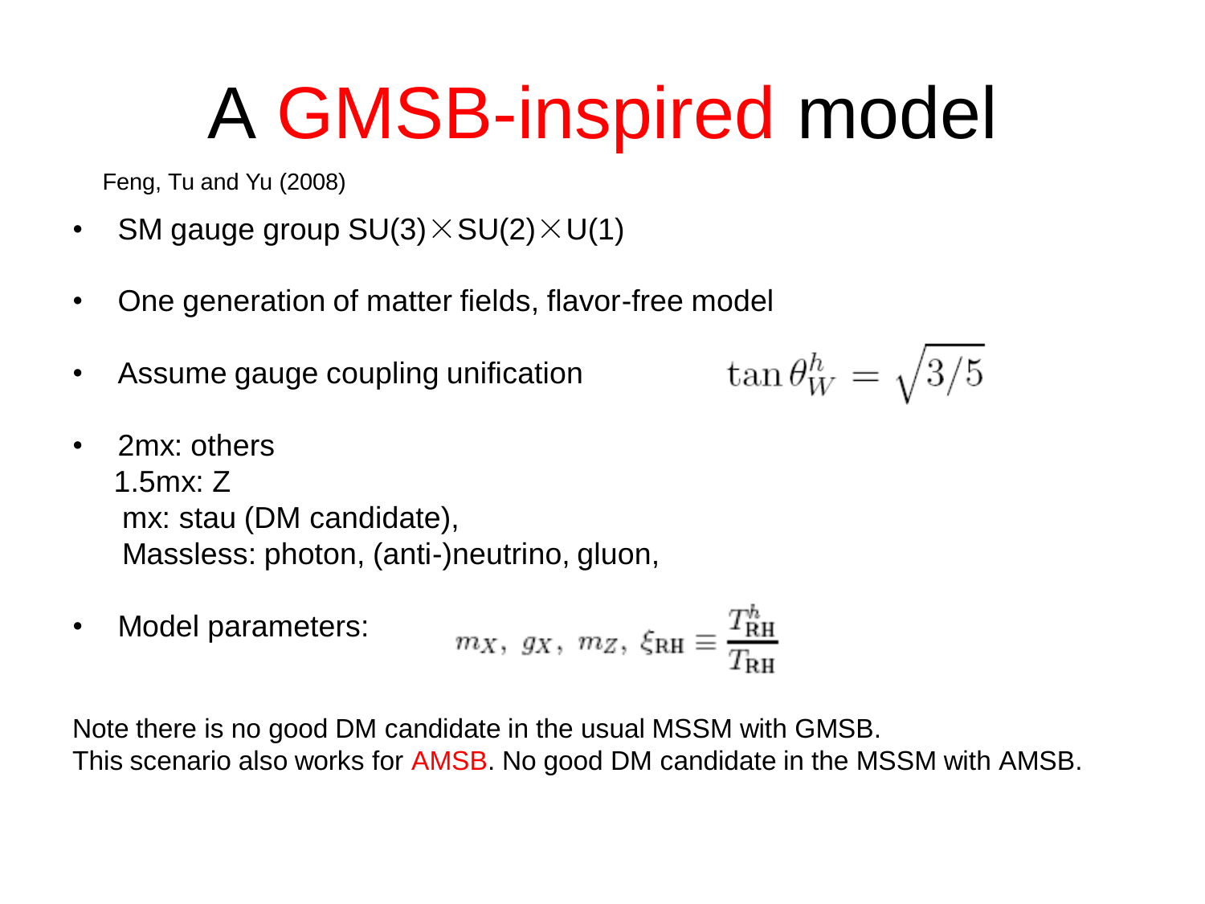# A GMSB-inspired model

Feng, Tu and Yu (2008)

- SM gauge group SU(3)×SU(2)×U(1)
- One generation of matter fields, flavor-free model
- Assume gauge coupling unification $\tan\theta_W^h = \sqrt{3/5}$
- 2mx: others
  1.5mx: Z
  mx: stau (DM candidate),
  Massless: photon, (anti-)neutrino, gluon,
- Model parameters: $m_X,\ g_X,\ m_Z,\ \xi_{\rm RH} \equiv \frac{T_{\rm RH}^h}{T_{\rm RH}}$

Note there is no good DM candidate in the usual MSSM with GMSB.
This scenario also works for AMSB. No good DM candidate in the MSSM with AMSB.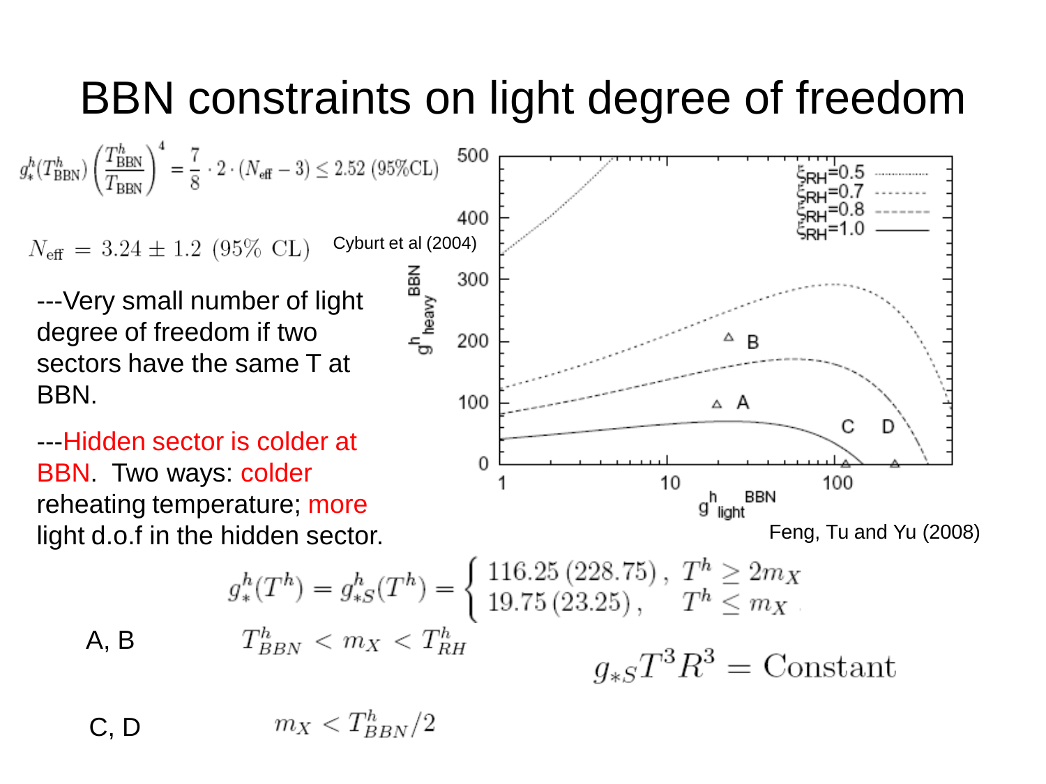# BBN constraints on light degree of freedom

$$g_*^h(T_{\rm BBN}^h)\left(\frac{T_{\rm BBN}^h}{T_{\rm BBN}}\right)^4 = \frac{7}{8}\cdot 2\cdot (N_{\rm eff}-3) \leq 2.52\ (95\%{\rm CL})$$

$$N_{\rm eff} = 3.24 \pm 1.2\ (95\%\ {\rm CL})$$

Cyburt et al (2004)

---Very small number of light degree of freedom if two sectors have the same T at BBN.

---Hidden sector is colder at BBN. Two ways: colder reheating temperature; more light d.o.f in the hidden sector.

Feng, Tu and Yu (2008)

$$g_*^h(T^h) = g_{*S}^h(T^h) = \begin{cases} 116.25\,(228.75)\,, & T^h \geq 2m_X \\ 19.75\,(23.25)\,, & T^h \leq m_X \end{cases}$$

A, B $\quad T_{BBN}^h < m_X < T_{RH}^h$

$$g_{*S}T^3R^3 = \text{Constant}$$

C, D $\quad m_X < T_{BBN}^h/2$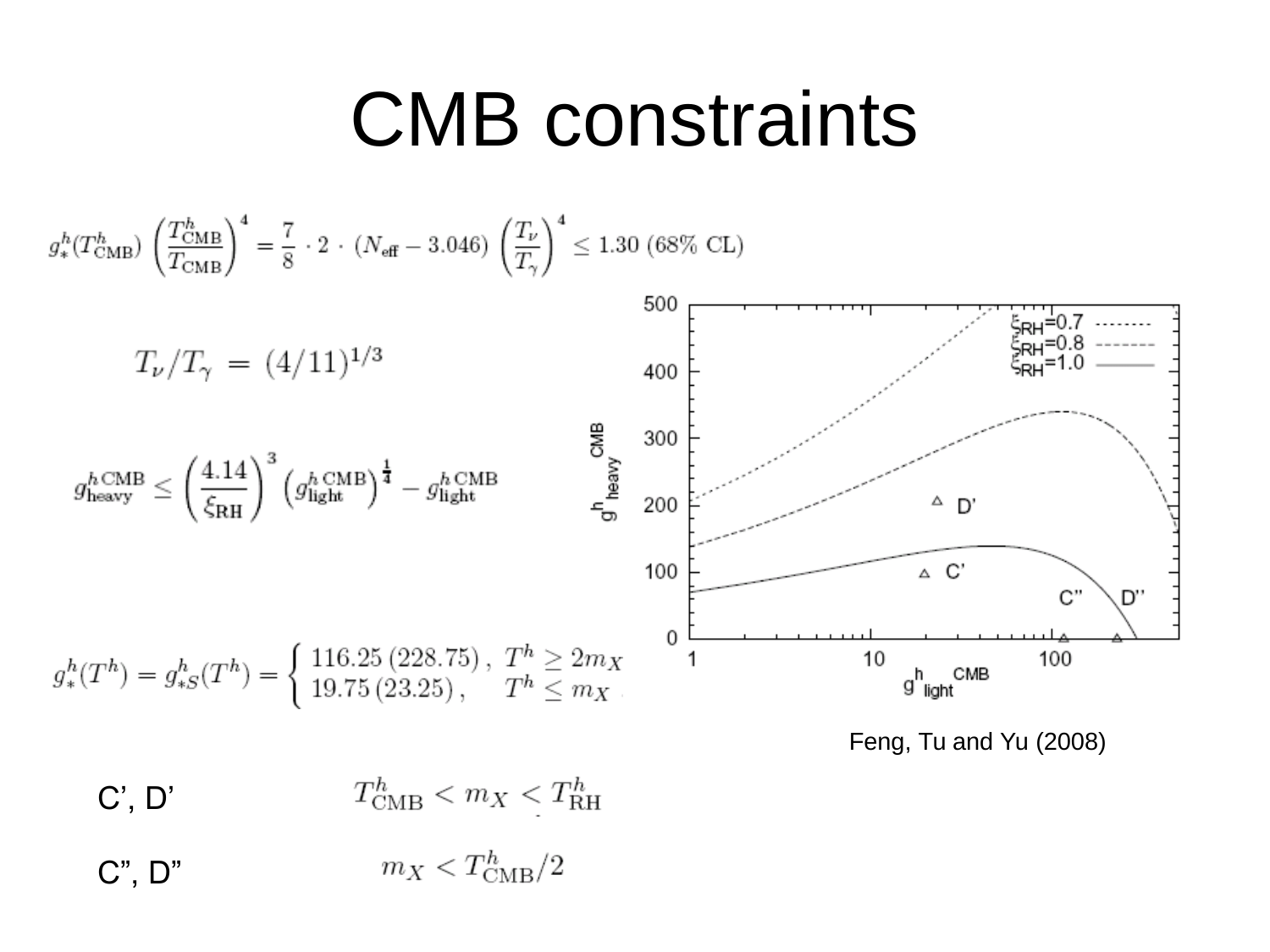# CMB constraints

$$g_*^h(T^h_{\rm CMB}) \left(\frac{T^h_{\rm CMB}}{T_{\rm CMB}}\right)^4 = \frac{7}{8} \cdot 2 \cdot (N_{\rm eff} - 3.046) \left(\frac{T_\nu}{T_\gamma}\right)^4 \leq 1.30 \text{ (68\% CL)}$$

$$T_\nu / T_\gamma = (4/11)^{1/3}$$

$$g^{h\,{\rm CMB}}_{\rm heavy} \leq \left(\frac{4.14}{\xi_{\rm RH}}\right)^3 \left(g^{h\,{\rm CMB}}_{\rm light}\right)^{\frac{1}{4}} - g^{h\,{\rm CMB}}_{\rm light}$$

$$g_*^h(T^h) = g_{*S}^h(T^h) = \begin{cases} 116.25\,(228.75)\,, & T^h \geq 2m_X \\ 19.75\,(23.25)\,, & T^h \leq m_X \end{cases}$$

Feng, Tu and Yu (2008)

C', D' $\quad T^h_{\rm CMB} < m_X < T^h_{\rm RH}$

C'', D'' $\quad m_X < T^h_{\rm CMB}/2$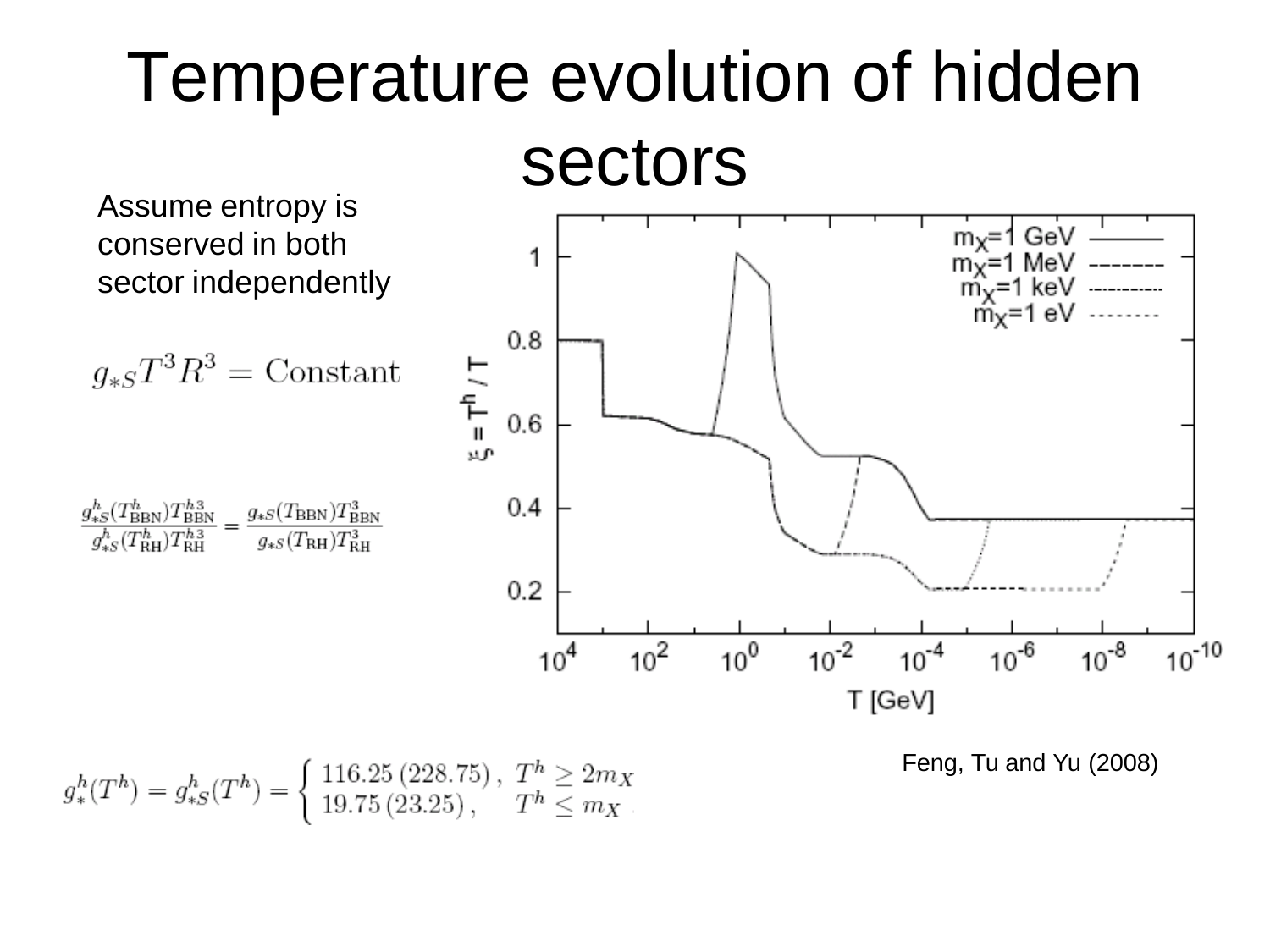# Temperature evolution of hidden sectors

Assume entropy is conserved in both sector independently

$$g_{*S} T^3 R^3 = \text{Constant}$$

$$\frac{g^h_{*S}(T^h_{\rm BBN}) T^{h3}_{\rm BBN}}{g^h_{*S}(T^h_{\rm RH}) T^{h3}_{\rm RH}} = \frac{g_{*S}(T_{\rm BBN}) T^3_{\rm BBN}}{g_{*S}(T_{\rm RH}) T^3_{\rm RH}}$$

$$g^h_*(T^h) = g^h_{*S}(T^h) = \begin{cases} 116.25\,(228.75)\,, & T^h \geq 2m_X \\ 19.75\,(23.25)\,, & T^h \leq m_X \end{cases}$$

Feng, Tu and Yu (2008)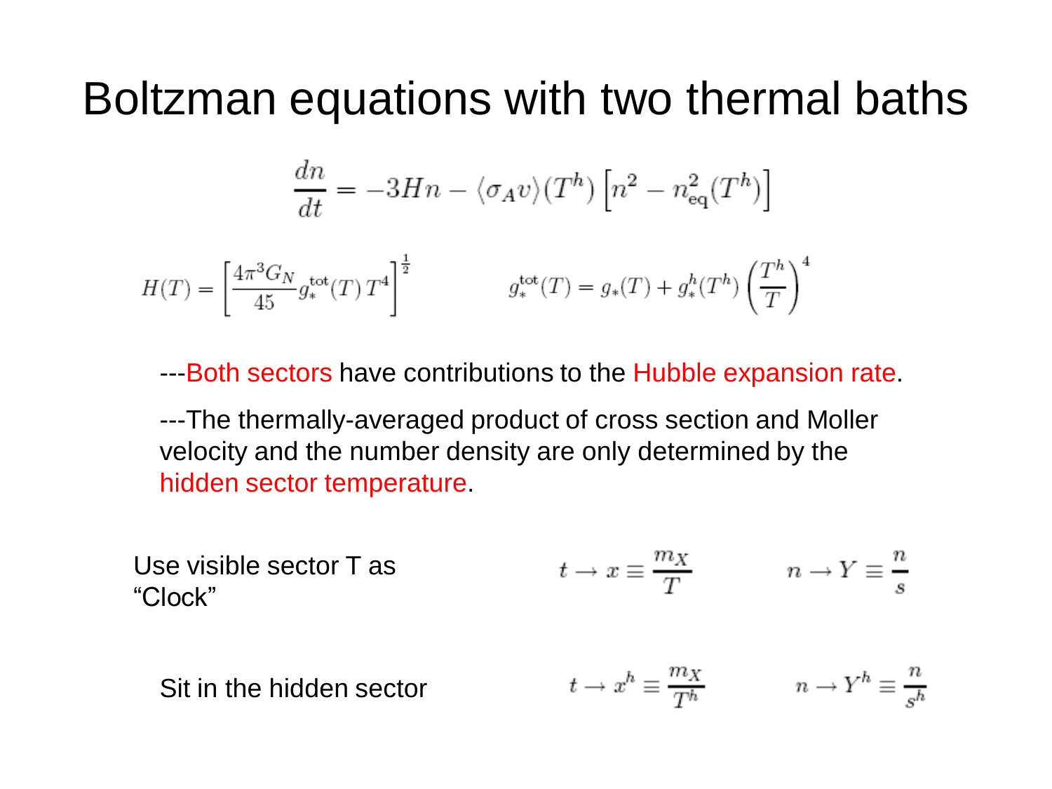# Boltzman equations with two thermal baths

$$\frac{dn}{dt} = -3Hn - \langle \sigma_A v \rangle (T^h) \left[ n^2 - n_{\rm eq}^2(T^h) \right]$$

$$H(T) = \left[ \frac{4\pi^3 G_N}{45} g_*^{\rm tot}(T)\, T^4 \right]^{\frac{1}{2}} \qquad\qquad g_*^{\rm tot}(T) = g_*(T) + g_*^h(T^h) \left( \frac{T^h}{T} \right)^4$$

---Both sectors have contributions to the Hubble expansion rate.

---The thermally-averaged product of cross section and Moller velocity and the number density are only determined by the hidden sector temperature.

Use visible sector T as "Clock" $\qquad t \to x \equiv \frac{m_X}{T} \qquad n \to Y \equiv \frac{n}{s}$

Sit in the hidden sector $\qquad t \to x^h \equiv \frac{m_X}{T^h} \qquad n \to Y^h \equiv \frac{n}{s^h}$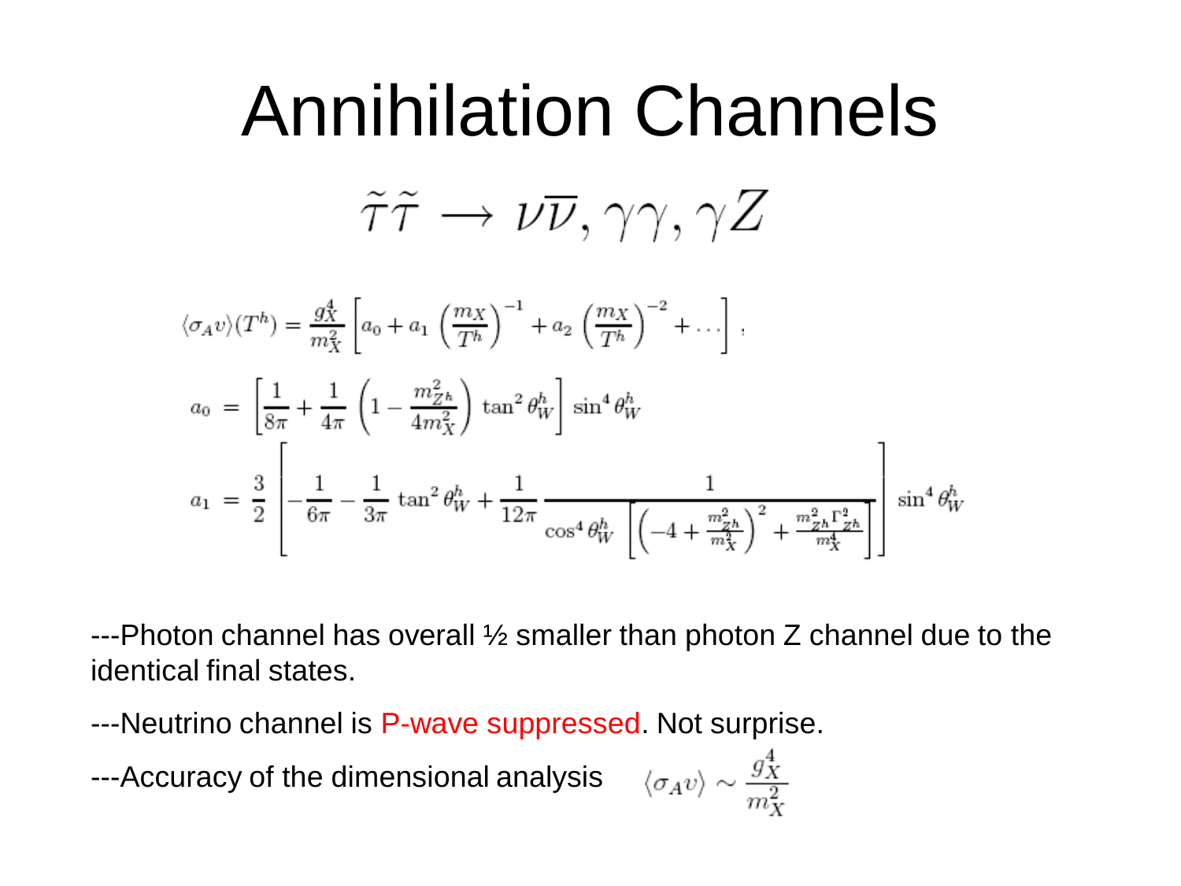# Annihilation Channels

$$\tilde{\tau}\tilde{\tau} \longrightarrow \nu\overline{\nu}, \gamma\gamma, \gamma Z$$

$$\langle\sigma_A v\rangle(T^h) = \frac{g_X^4}{m_X^2}\left[a_0 + a_1\left(\frac{m_X}{T^h}\right)^{-1} + a_2\left(\frac{m_X}{T^h}\right)^{-2} + \dots\right],$$

$$a_0 = \left[\frac{1}{8\pi} + \frac{1}{4\pi}\left(1 - \frac{m_{Z^h}^2}{4m_X^2}\right)\tan^2\theta_W^h\right]\sin^4\theta_W^h$$

$$a_1 = \frac{3}{2}\left[-\frac{1}{6\pi} - \frac{1}{3\pi}\tan^2\theta_W^h + \frac{1}{12\pi}\frac{1}{\cos^4\theta_W^h\left[\left(-4 + \frac{m_{Z^h}^2}{m_X^2}\right)^2 + \frac{m_{Z^h}^2\Gamma_{Z^h}^2}{m_X^4}\right]}\right]\sin^4\theta_W^h$$

---Photon channel has overall ½ smaller than photon Z channel due to the identical final states.

---Neutrino channel is P-wave suppressed. Not surprise.

---Accuracy of the dimensional analysis $\langle\sigma_A v\rangle \sim \frac{g_X^4}{m_X^2}$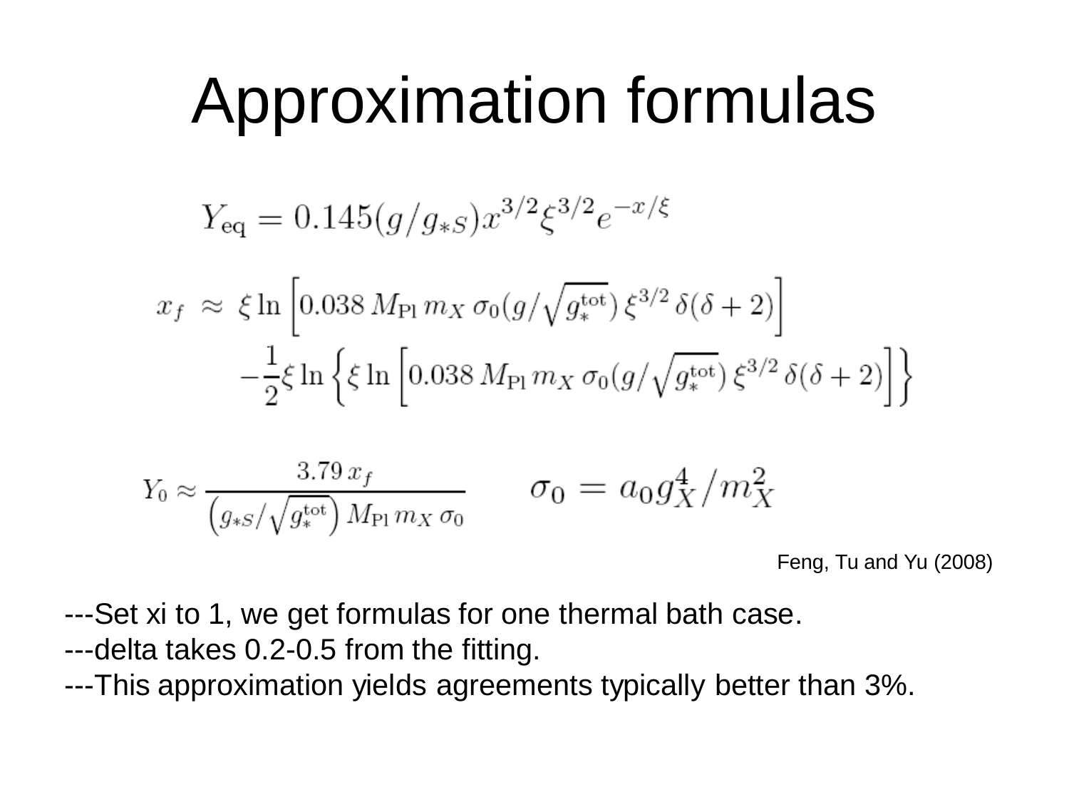# Approximation formulas

$$Y_{\rm eq} = 0.145(g/g_{*S})x^{3/2}\xi^{3/2}e^{-x/\xi}$$

$$\begin{aligned} x_f \;\approx\; & \xi \ln\left[0.038\, M_{\rm Pl}\, m_X\, \sigma_0 (g/\sqrt{g_*^{\rm tot}})\, \xi^{3/2}\, \delta(\delta+2)\right] \\ & -\frac{1}{2}\xi \ln\left\{\xi \ln\left[0.038\, M_{\rm Pl}\, m_X\, \sigma_0 (g/\sqrt{g_*^{\rm tot}})\, \xi^{3/2}\, \delta(\delta+2)\right]\right\} \end{aligned}$$

$$Y_0 \approx \frac{3.79\, x_f}{\left(g_{*S}/\sqrt{g_*^{\rm tot}}\right) M_{\rm Pl}\, m_X\, \sigma_0} \qquad \sigma_0 = a_0 g_X^4/m_X^2$$

Feng, Tu and Yu (2008)

---Set xi to 1, we get formulas for one thermal bath case.
---delta takes 0.2-0.5 from the fitting.
---This approximation yields agreements typically better than 3%.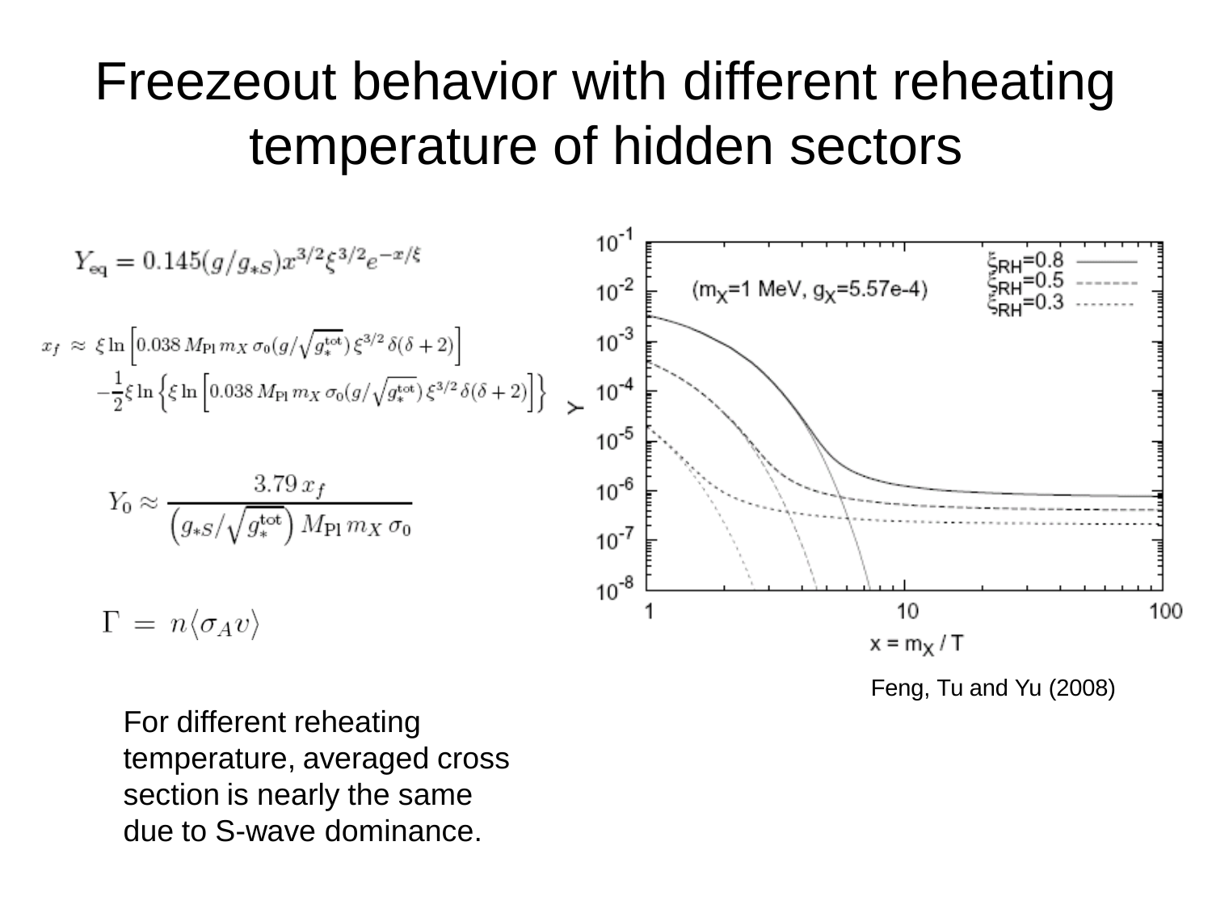# Freezeout behavior with different reheating temperature of hidden sectors

$$Y_{\rm eq} = 0.145(g/g_{*S})x^{3/2}\xi^{3/2}e^{-x/\xi}$$

$$x_f \approx \xi \ln\left[0.038\, M_{\rm Pl}\, m_X\, \sigma_0 (g/\sqrt{g_*^{\rm tot}})\,\xi^{3/2}\,\delta(\delta+2)\right]$$
$$-\frac{1}{2}\xi \ln\left\{\xi \ln\left[0.038\, M_{\rm Pl}\, m_X\, \sigma_0 (g/\sqrt{g_*^{\rm tot}})\,\xi^{3/2}\,\delta(\delta+2)\right]\right\}$$

$$Y_0 \approx \frac{3.79\, x_f}{\left(g_{*S}/\sqrt{g_*^{\rm tot}}\right) M_{\rm Pl}\, m_X\, \sigma_0}$$

$$\Gamma = n\langle\sigma_A v\rangle$$

Feng, Tu and Yu (2008)

For different reheating temperature, averaged cross section is nearly the same due to S-wave dominance.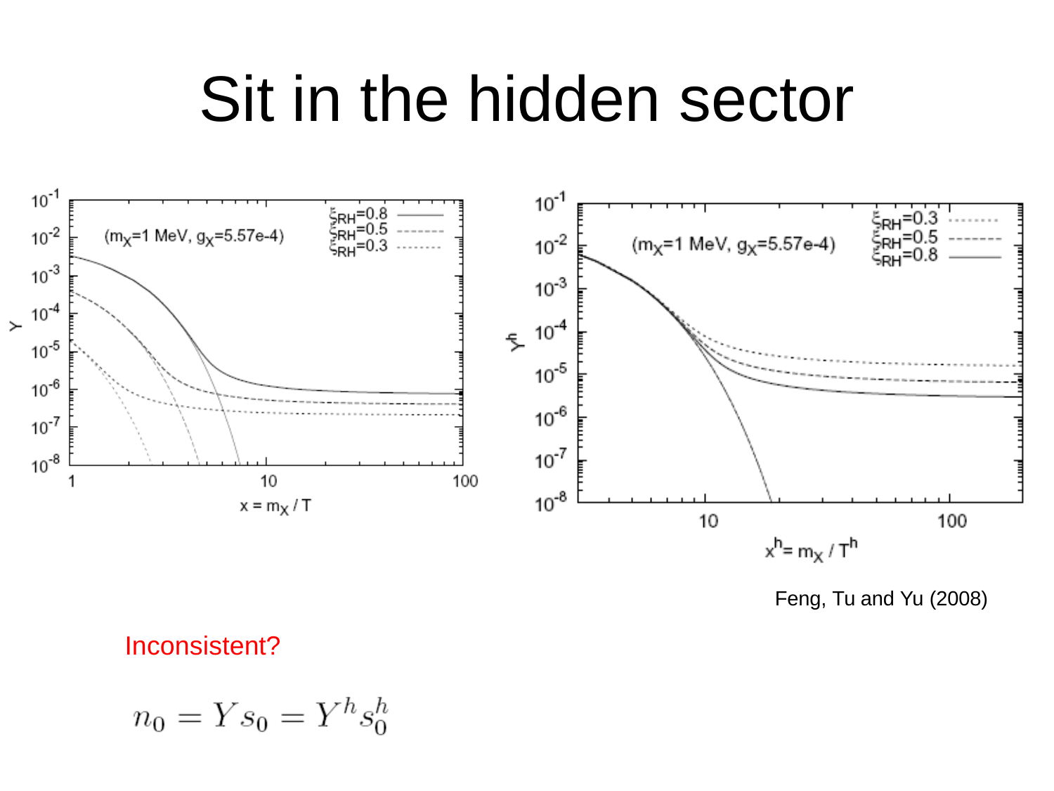# Sit in the hidden sector

Feng, Tu and Yu (2008)

Inconsistent?

$$n_0 = Y s_0 = Y^h s_0^h$$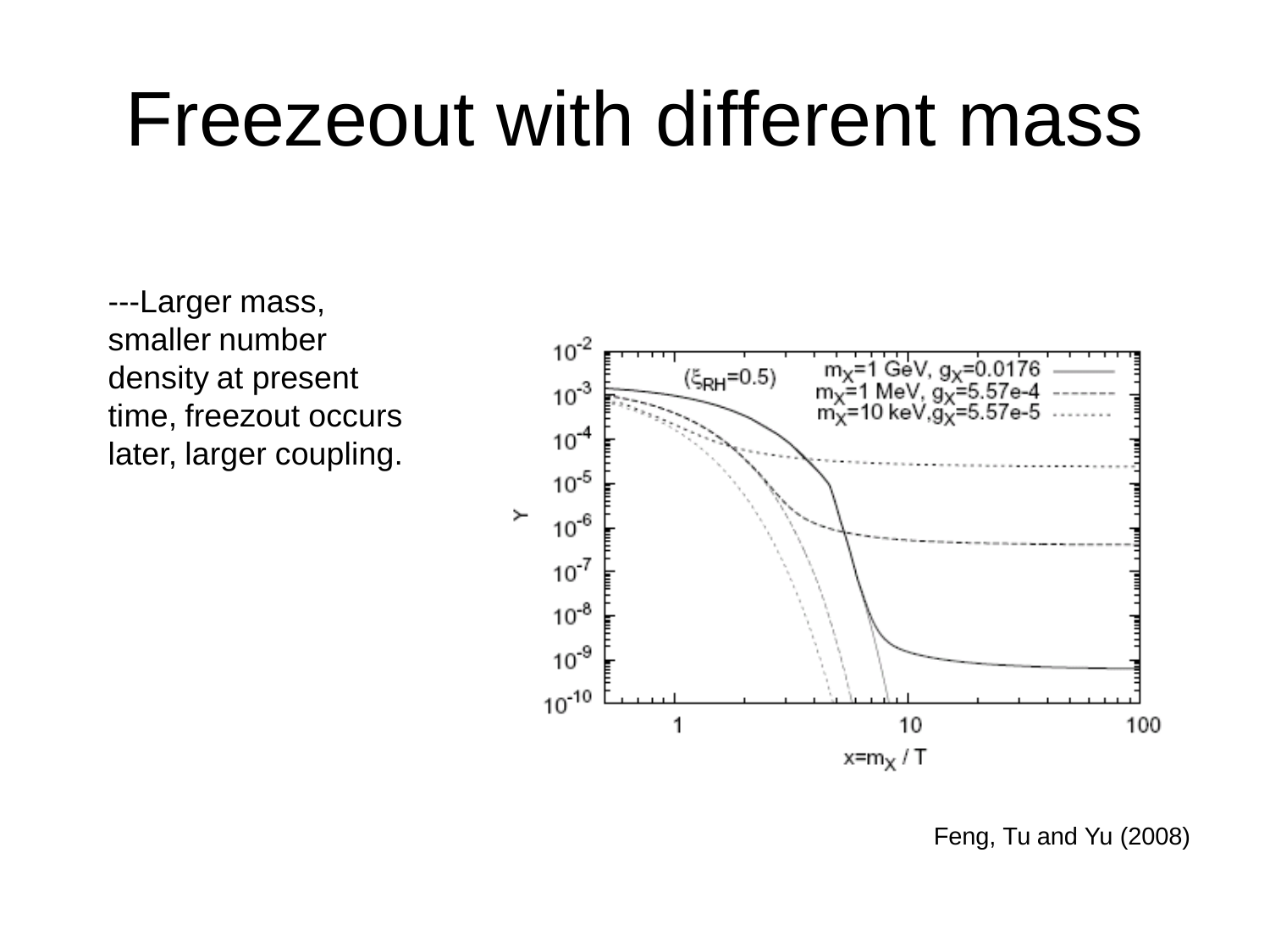# Freezeout with different mass

---Larger mass, smaller number density at present time, freezout occurs later, larger coupling.

Feng, Tu and Yu (2008)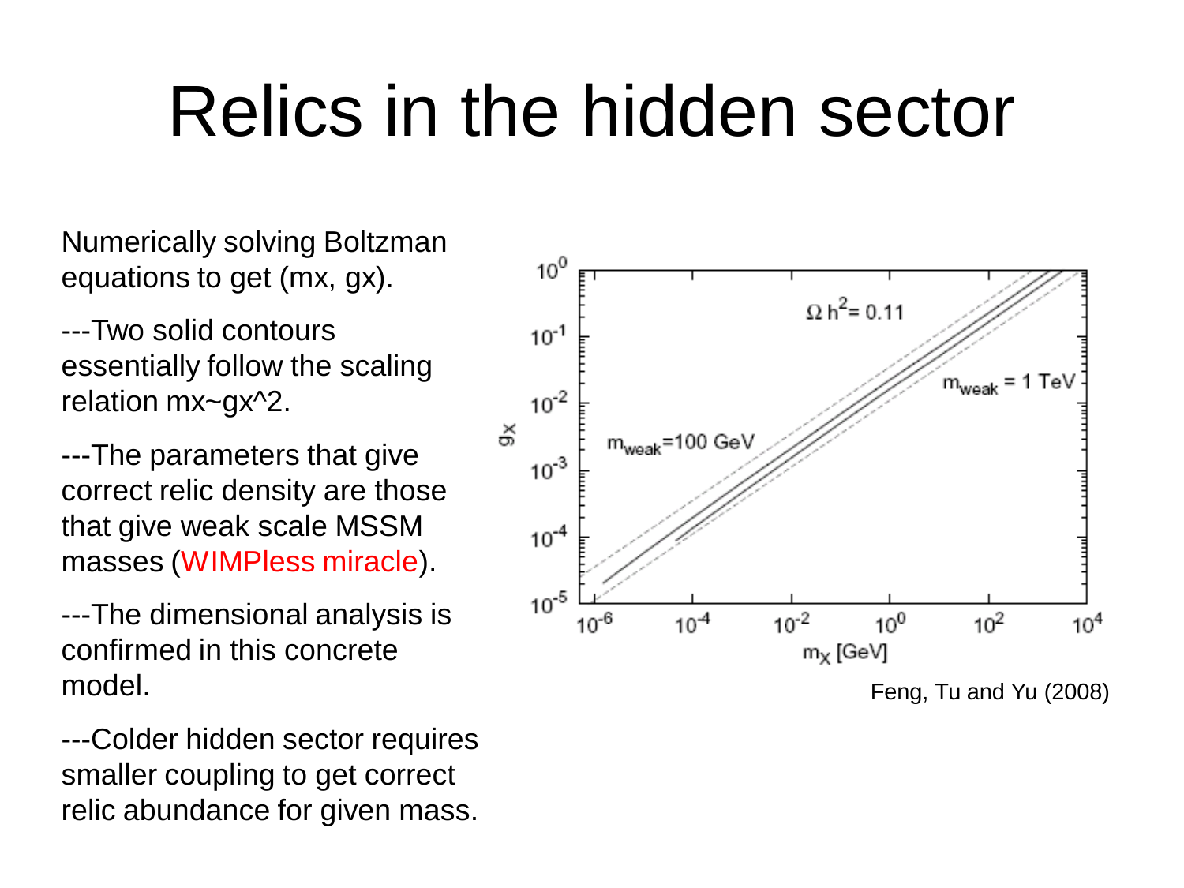# Relics in the hidden sector

Numerically solving Boltzman equations to get (mx, gx).

---Two solid contours essentially follow the scaling relation mx~gx^2.

---The parameters that give correct relic density are those that give weak scale MSSM masses (WIMPless miracle).

---The dimensional analysis is confirmed in this concrete model.

---Colder hidden sector requires smaller coupling to get correct relic abundance for given mass.

Feng, Tu and Yu (2008)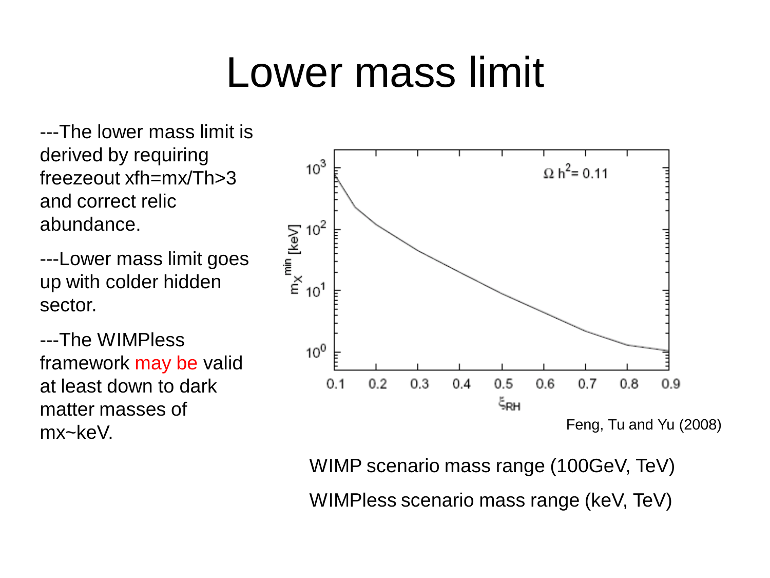# Lower mass limit

---The lower mass limit is derived by requiring freezeout $x_{fh}=m_X/T_h>3$ and correct relic abundance.

---Lower mass limit goes up with colder hidden sector.

---The WIMPless framework may be valid at least down to dark matter masses of $m_X\sim$keV.

Feng, Tu and Yu (2008)

WIMP scenario mass range (100GeV, TeV)

WIMPless scenario mass range (keV, TeV)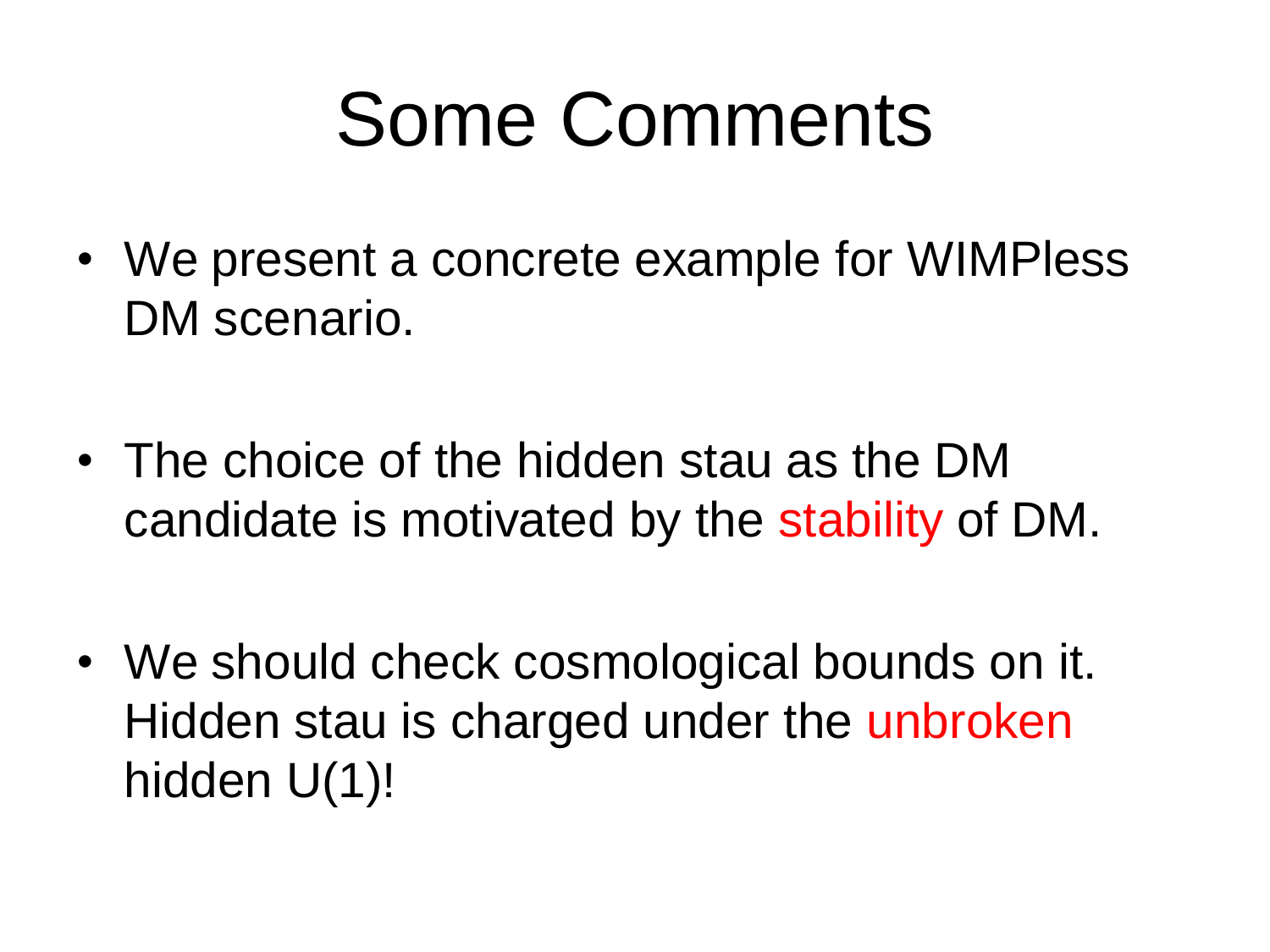# Some Comments

- We present a concrete example for WIMPless DM scenario.

- The choice of the hidden stau as the DM candidate is motivated by the stability of DM.

- We should check cosmological bounds on it. Hidden stau is charged under the unbroken hidden U(1)!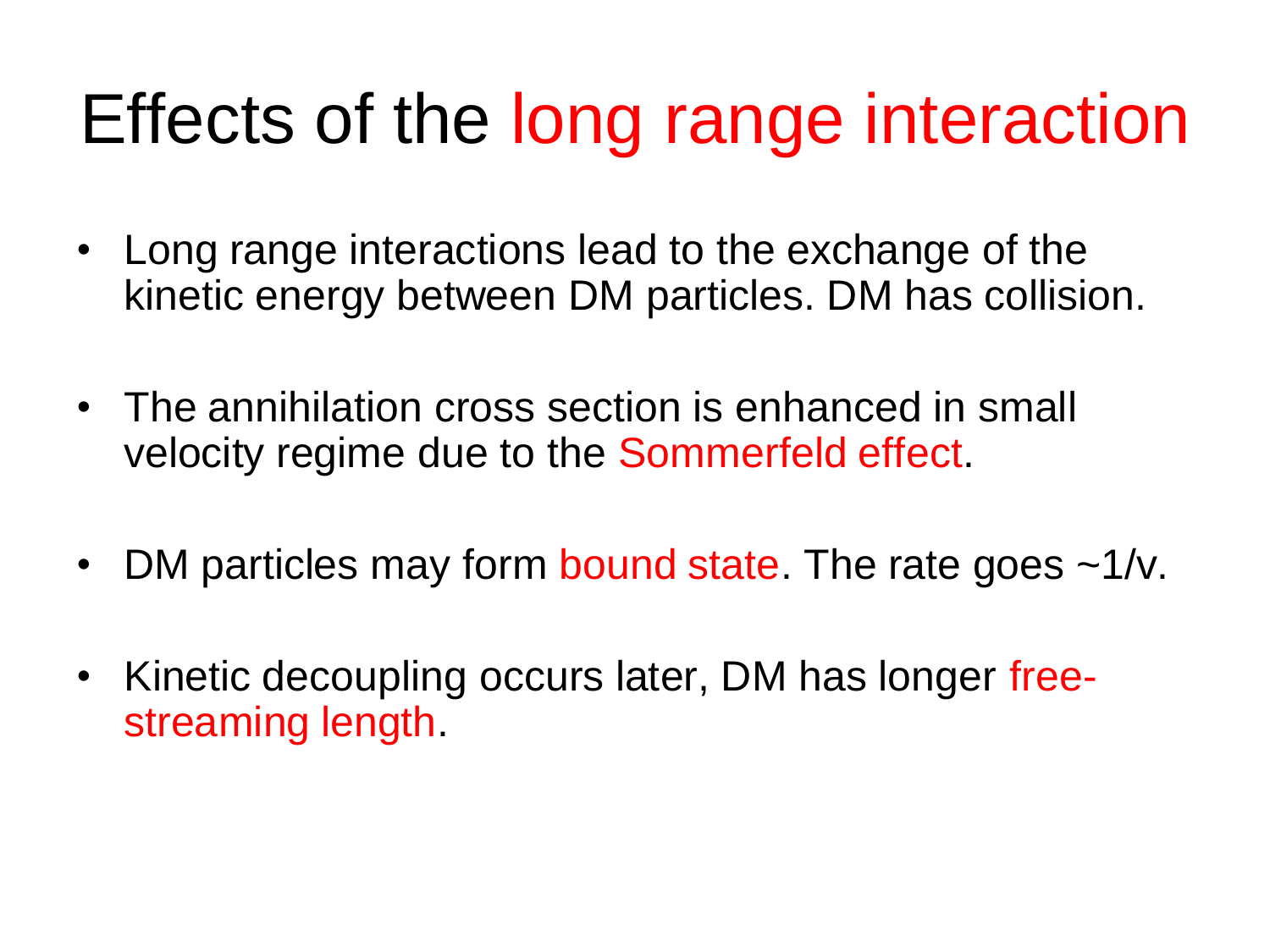# Effects of the long range interaction

- Long range interactions lead to the exchange of the kinetic energy between DM particles. DM has collision.
- The annihilation cross section is enhanced in small velocity regime due to the Sommerfeld effect.
- DM particles may form bound state. The rate goes ~1/v.
- Kinetic decoupling occurs later, DM has longer free-streaming length.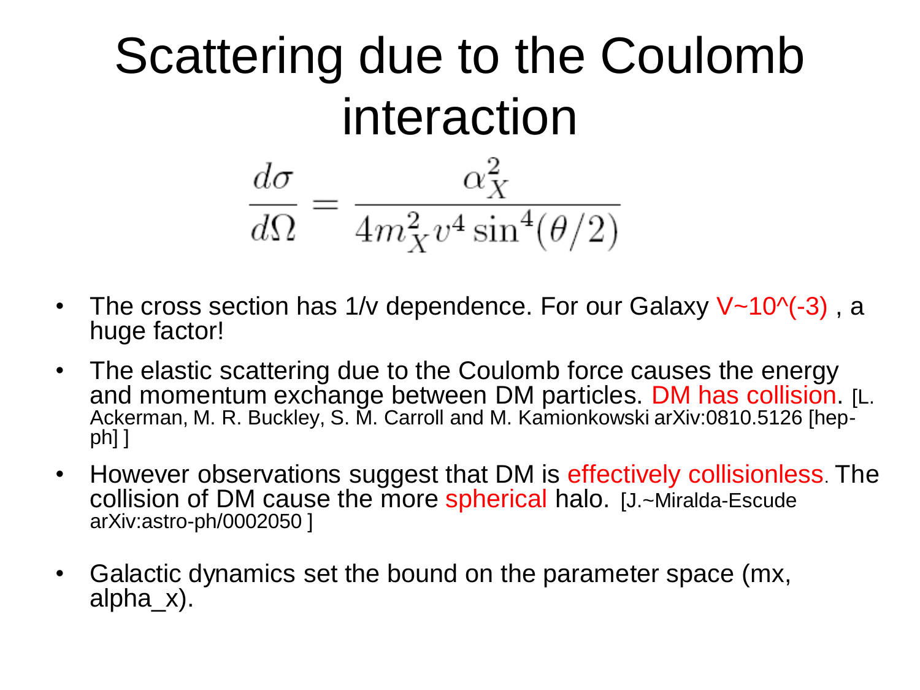# Scattering due to the Coulomb interaction

$$\frac{d\sigma}{d\Omega} = \frac{\alpha_X^2}{4m_X^2 v^4 \sin^4(\theta/2)}$$

- The cross section has 1/v dependence. For our Galaxy V~10^(-3) , a huge factor!
- The elastic scattering due to the Coulomb force causes the energy and momentum exchange between DM particles. DM has collision. [L. Ackerman, M. R. Buckley, S. M. Carroll and M. Kamionkowski arXiv:0810.5126 [hep-ph] ]
- However observations suggest that DM is effectively collisionless. The collision of DM cause the more spherical halo. [J.~Miralda-Escude arXiv:astro-ph/0002050 ]
- Galactic dynamics set the bound on the parameter space (mx, alpha_x).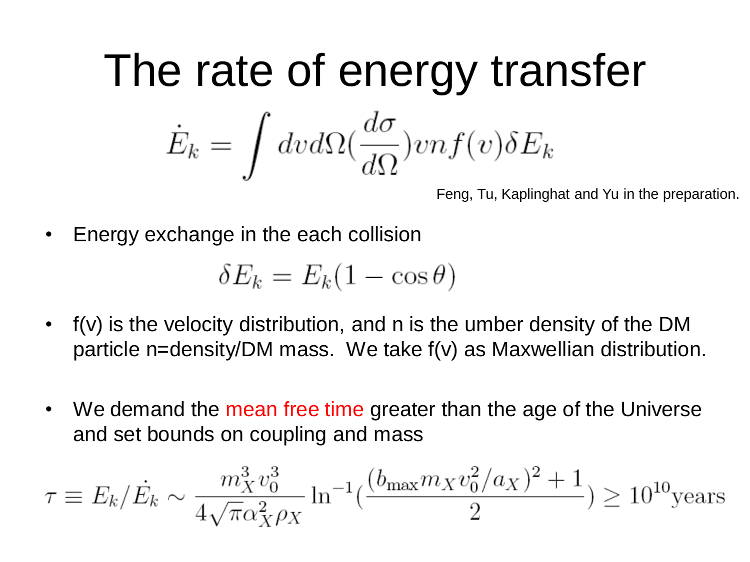# The rate of energy transfer

$$\dot{E}_k = \int dv d\Omega (\frac{d\sigma}{d\Omega}) v n f(v) \delta E_k$$

Feng, Tu, Kaplinghat and Yu in the preparation.

- Energy exchange in the each collision

$$\delta E_k = E_k (1 - \cos\theta)$$

- f(v) is the velocity distribution, and n is the umber density of the DM particle n=density/DM mass. We take f(v) as Maxwellian distribution.

- We demand the mean free time greater than the age of the Universe and set bounds on coupling and mass

$$\tau \equiv E_k/\dot{E}_k \sim \frac{m_X^3 v_0^3}{4\sqrt{\pi}\alpha_X^2 \rho_X} \ln^{-1}(\frac{(b_{\max} m_X v_0^2/a_X)^2 + 1}{2}) \geq 10^{10}\text{years}$$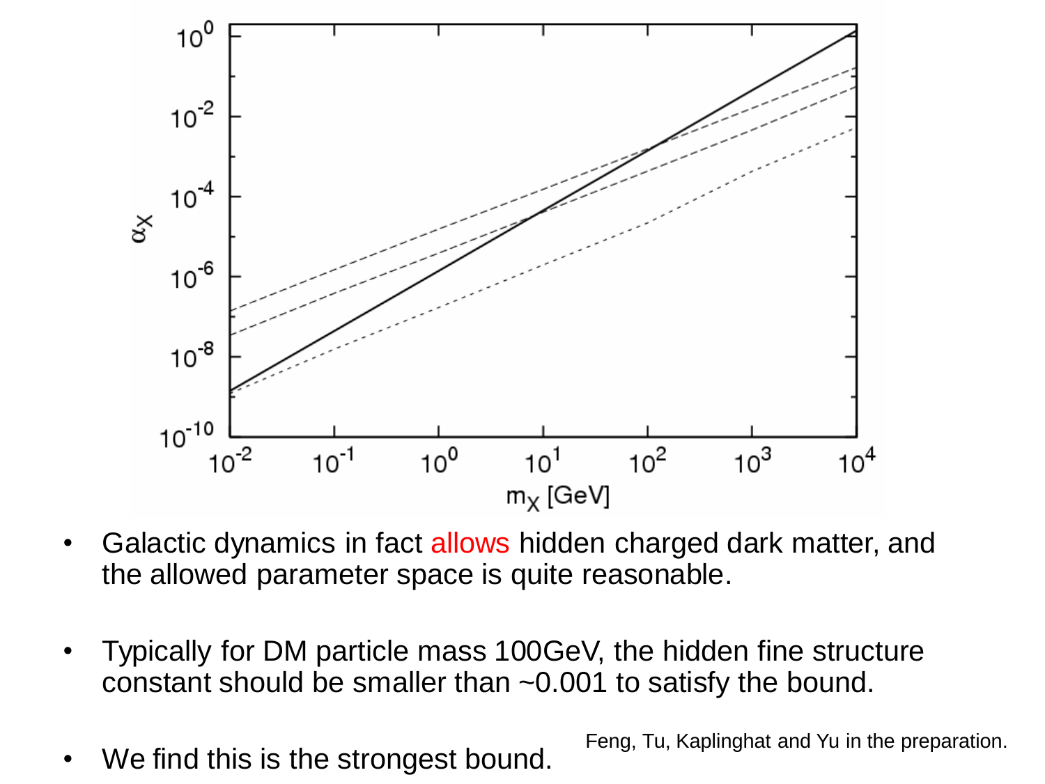- Galactic dynamics in fact allows hidden charged dark matter, and the allowed parameter space is quite reasonable.

- Typically for DM particle mass 100GeV, the hidden fine structure constant should be smaller than ~0.001 to satisfy the bound.

- We find this is the strongest bound.

Feng, Tu, Kaplinghat and Yu in the preparation.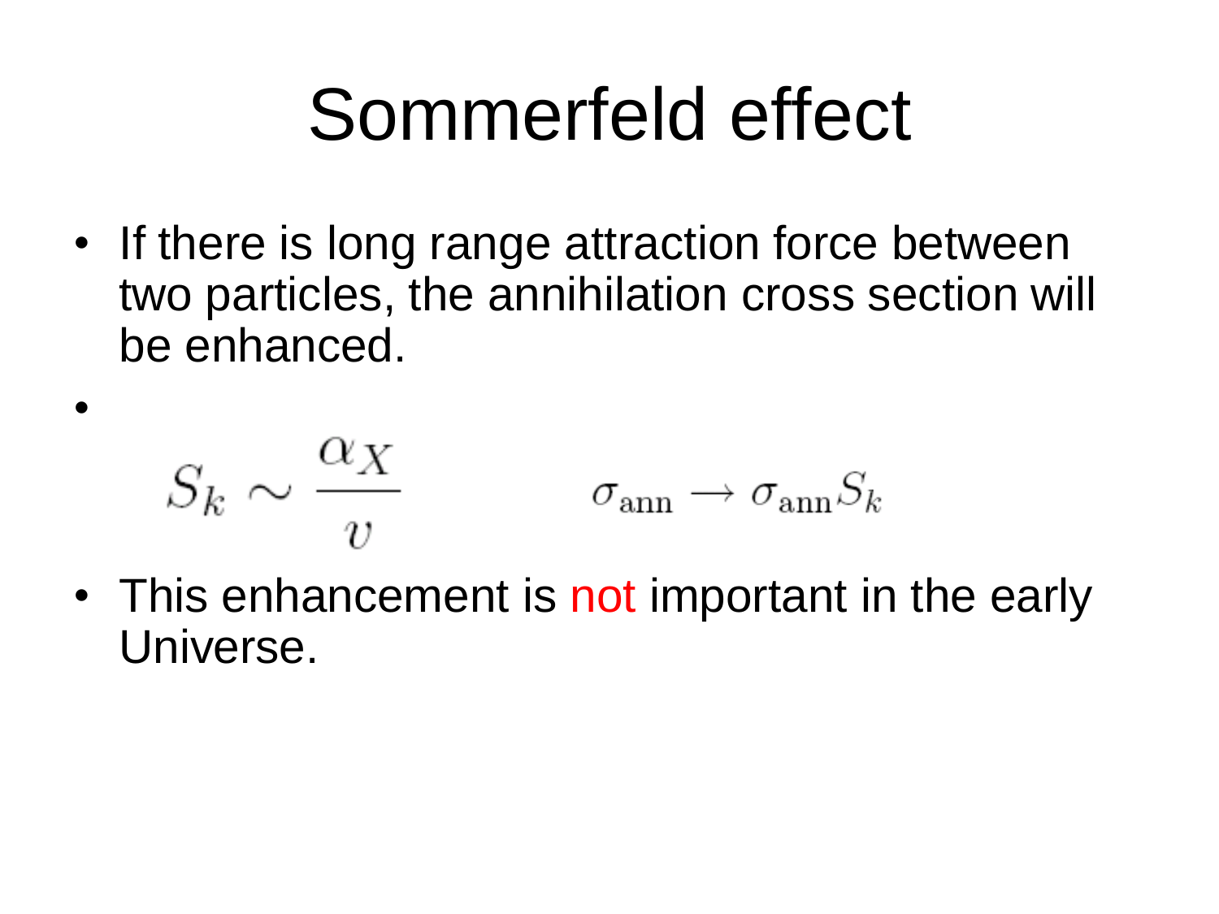# Sommerfeld effect

- If there is long range attraction force between two particles, the annihilation cross section will be enhanced.
- $$S_k \sim \frac{\alpha_X}{v} \qquad\qquad \sigma_{\rm ann} \to \sigma_{\rm ann} S_k$$
- This enhancement is not important in the early Universe.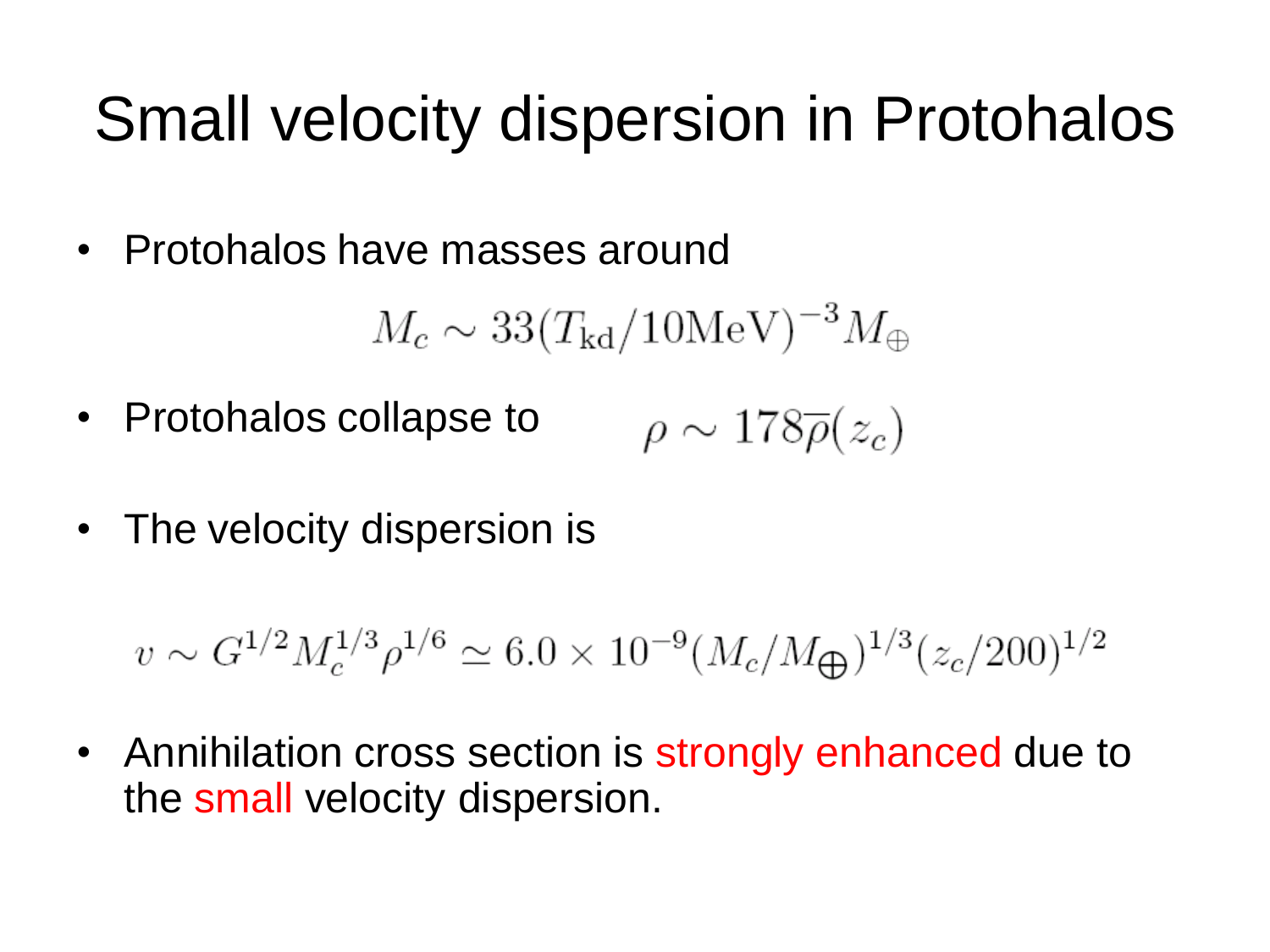# Small velocity dispersion in Protohalos

- Protohalos have masses around

$$M_c \sim 33(T_{\rm kd}/10{\rm MeV})^{-3} M_{\oplus}$$

- Protohalos collapse to $\rho \sim 178\overline{\rho}(z_c)$

- The velocity dispersion is

$$v \sim G^{1/2} M_c^{1/3} \rho^{1/6} \simeq 6.0 \times 10^{-9} (M_c/M_{\bigoplus})^{1/3} (z_c/200)^{1/2}$$

- Annihilation cross section is strongly enhanced due to the small velocity dispersion.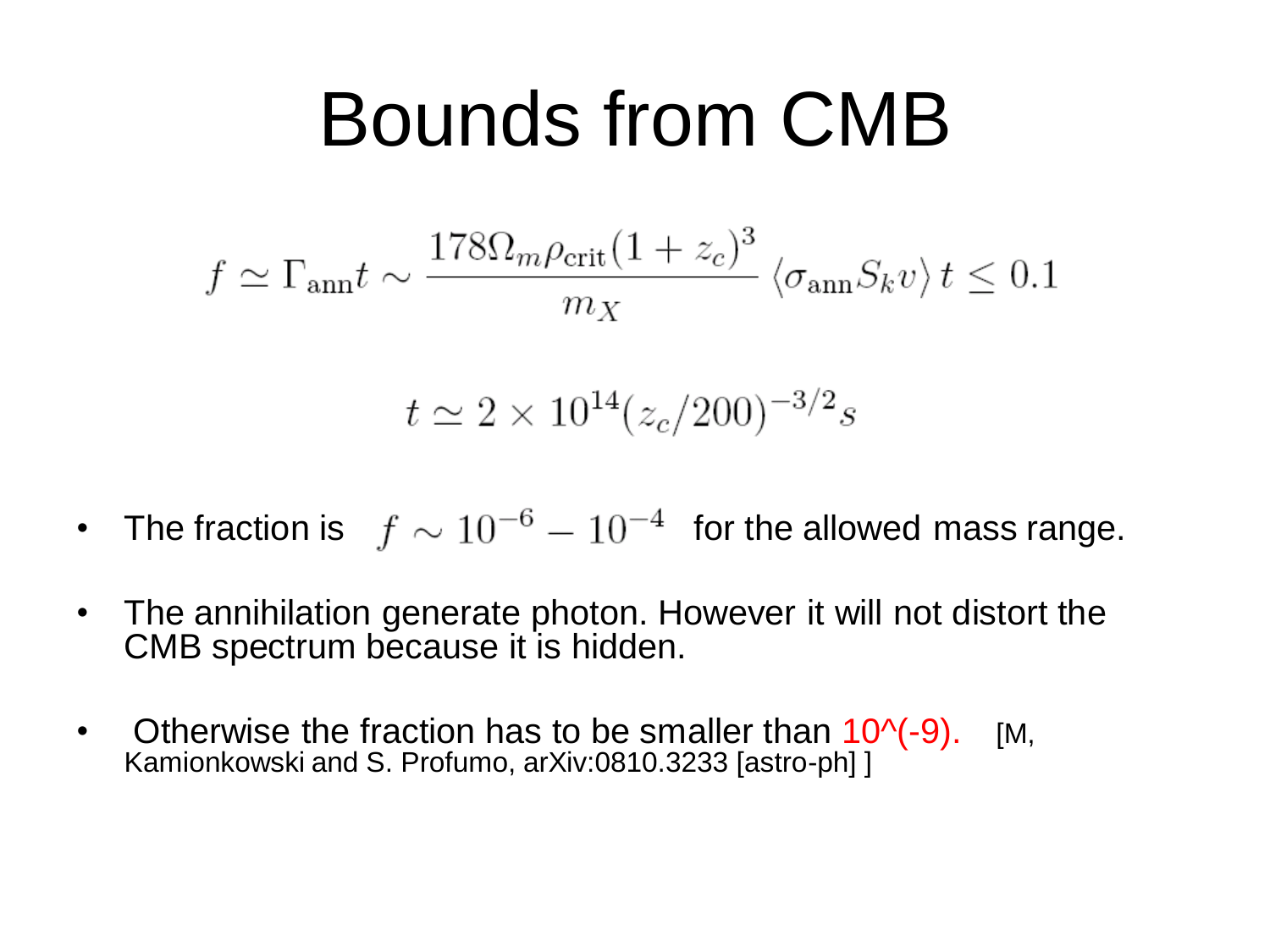# Bounds from CMB

$$f \simeq \Gamma_{\rm ann} t \sim \frac{178 \Omega_m \rho_{\rm crit} (1+z_c)^3}{m_X} \langle \sigma_{\rm ann} S_k v \rangle \, t \leq 0.1$$

$$t \simeq 2 \times 10^{14} (z_c/200)^{-3/2} s$$

- The fraction is $f \sim 10^{-6} - 10^{-4}$ for the allowed mass range.
- The annihilation generate photon. However it will not distort the CMB spectrum because it is hidden.
- Otherwise the fraction has to be smaller than 10^(-9). [M, Kamionkowski and S. Profumo, arXiv:0810.3233 [astro-ph] ]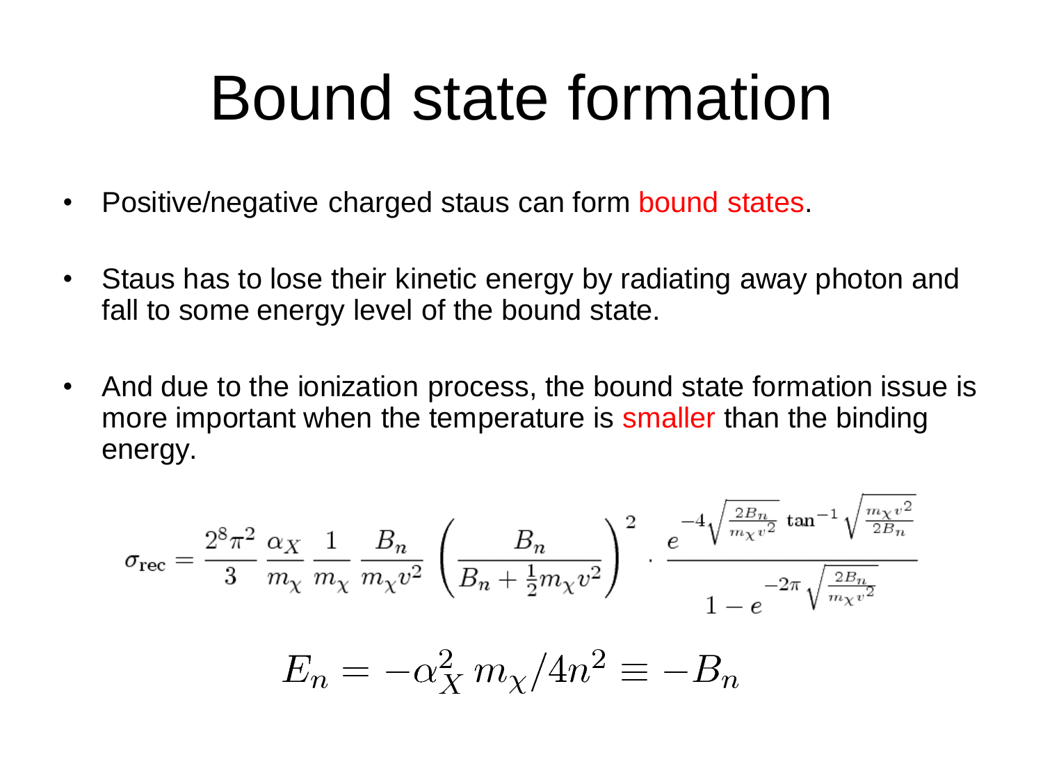# Bound state formation

- Positive/negative charged staus can form bound states.
- Staus has to lose their kinetic energy by radiating away photon and fall to some energy level of the bound state.
- And due to the ionization process, the bound state formation issue is more important when the temperature is smaller than the binding energy.

$$
\sigma_{\rm rec} = \frac{2^8 \pi^2}{3} \frac{\alpha_X}{m_\chi} \frac{1}{m_\chi} \frac{B_n}{m_\chi v^2} \left( \frac{B_n}{B_n + \frac{1}{2} m_\chi v^2} \right)^2 \cdot \frac{e^{-4\sqrt{\frac{2B_n}{m_\chi v^2}} \tan^{-1} \sqrt{\frac{m_\chi v^2}{2B_n}}}}{1 - e^{-2\pi \sqrt{\frac{2B_n}{m_\chi v^2}}}}
$$

$$
E_n = -\alpha_X^2 \, m_\chi / 4n^2 \equiv -B_n
$$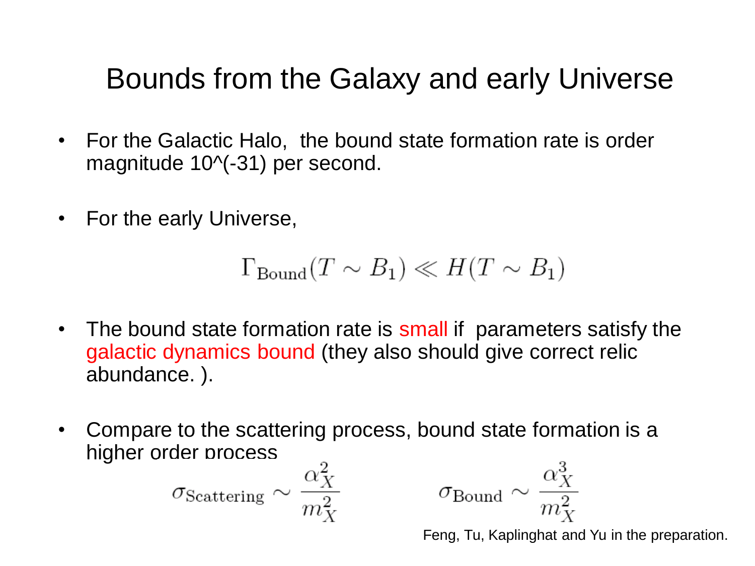# Bounds from the Galaxy and early Universe

- For the Galactic Halo, the bound state formation rate is order magnitude 10^(-31) per second.
- For the early Universe,

$$\Gamma_{\text{Bound}}(T \sim B_1) \ll H(T \sim B_1)$$

- The bound state formation rate is small if parameters satisfy the galactic dynamics bound (they also should give correct relic abundance. ).
- Compare to the scattering process, bound state formation is a higher order process

$$\sigma_{\text{Scattering}} \sim \frac{\alpha_X^2}{m_X^2} \qquad \sigma_{\text{Bound}} \sim \frac{\alpha_X^3}{m_X^2}$$

Feng, Tu, Kaplinghat and Yu in the preparation.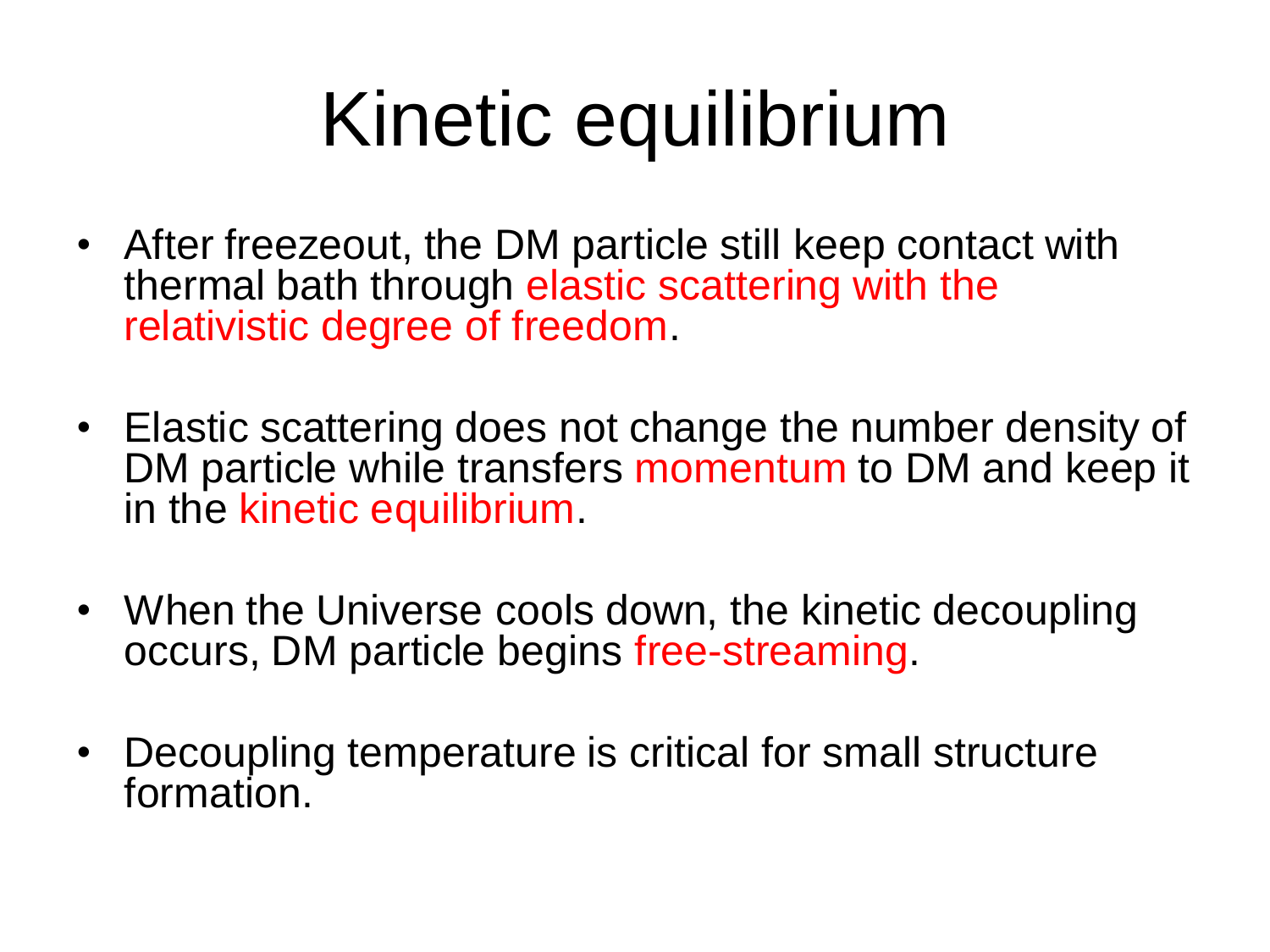# Kinetic equilibrium

- After freezeout, the DM particle still keep contact with thermal bath through elastic scattering with the relativistic degree of freedom.

- Elastic scattering does not change the number density of DM particle while transfers momentum to DM and keep it in the kinetic equilibrium.

- When the Universe cools down, the kinetic decoupling occurs, DM particle begins free-streaming.

- Decoupling temperature is critical for small structure formation.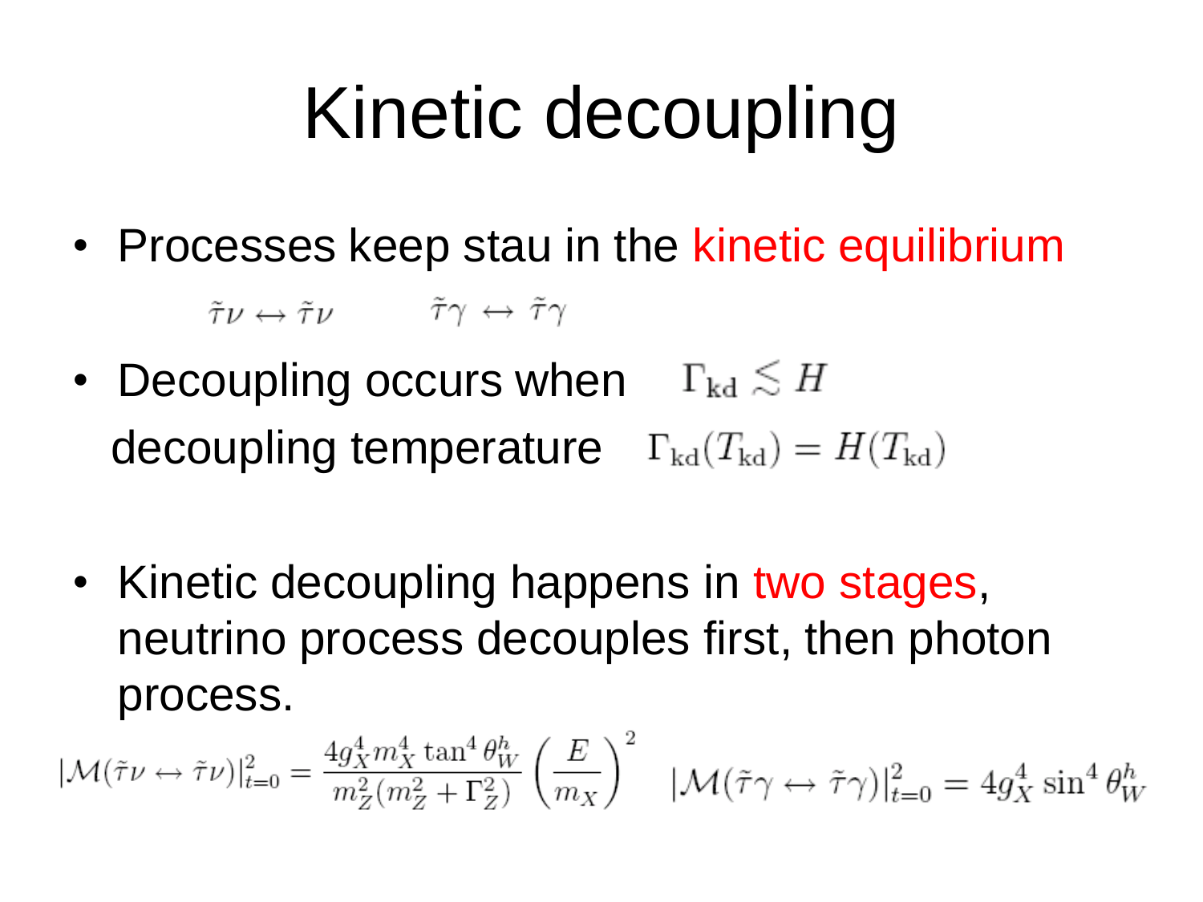# Kinetic decoupling

- Processes keep stau in the kinetic equilibrium

  $\tilde{\tau}\nu \leftrightarrow \tilde{\tau}\nu \qquad \tilde{\tau}\gamma \leftrightarrow \tilde{\tau}\gamma$

- Decoupling occurs when $\Gamma_{\rm kd} \lesssim H$

  decoupling temperature $\Gamma_{\rm kd}(T_{\rm kd}) = H(T_{\rm kd})$

- Kinetic decoupling happens in two stages, neutrino process decouples first, then photon process.

$$|\mathcal{M}(\tilde{\tau}\nu \leftrightarrow \tilde{\tau}\nu)|^2_{t=0} = \frac{4g_X^4 m_X^4 \tan^4\theta_W^h}{m_Z^2(m_Z^2+\Gamma_Z^2)}\left(\frac{E}{m_X}\right)^2 \quad |\mathcal{M}(\tilde{\tau}\gamma \leftrightarrow \tilde{\tau}\gamma)|^2_{t=0} = 4g_X^4\sin^4\theta_W^h$$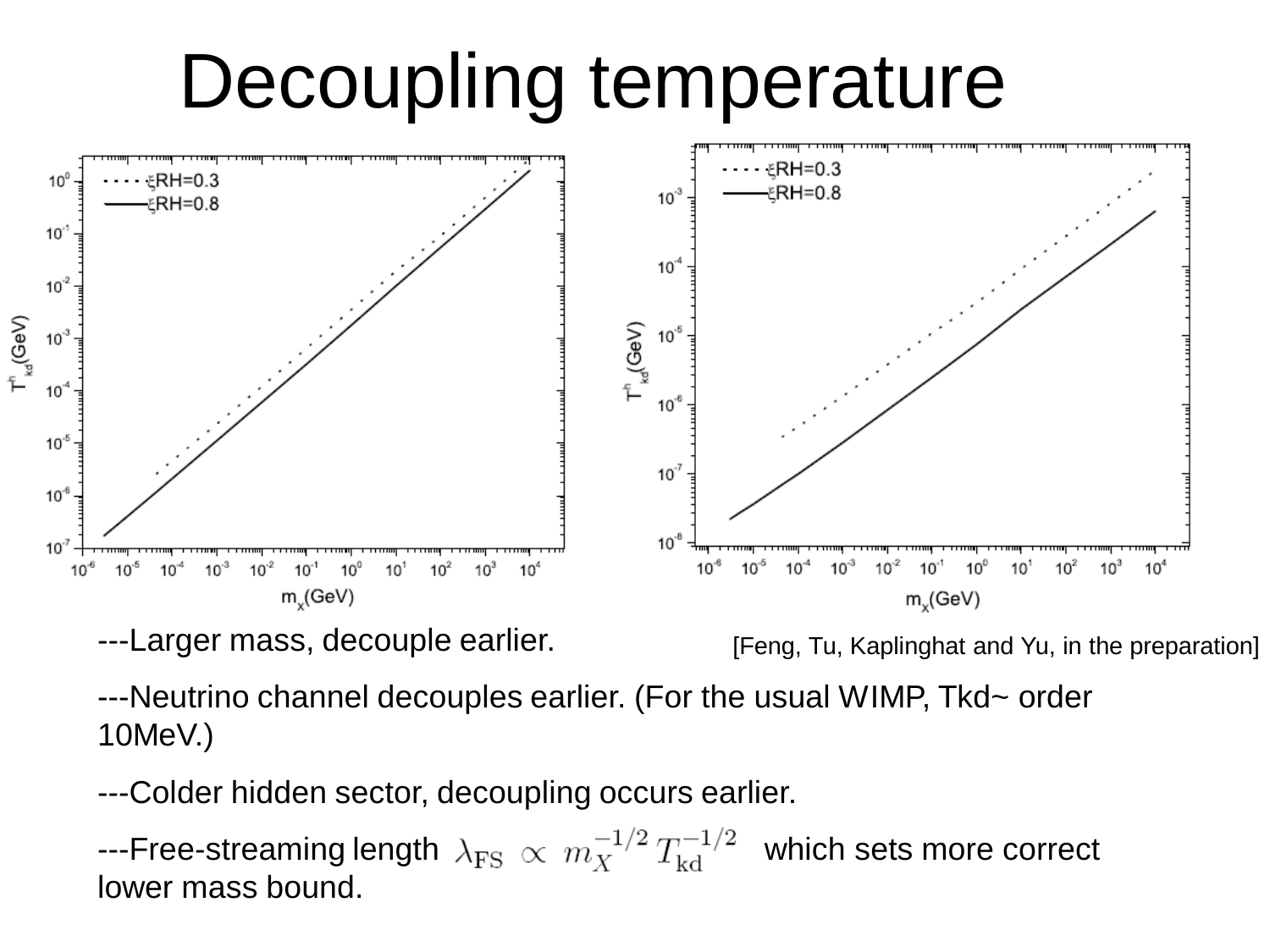# Decoupling temperature

[Feng, Tu, Kaplinghat and Yu, in the preparation]

---Larger mass, decouple earlier.

---Neutrino channel decouples earlier. (For the usual WIMP, Tkd~ order 10MeV.)

---Colder hidden sector, decoupling occurs earlier.

---Free-streaming length $\lambda_{\rm FS} \propto m_X^{-1/2}\, T_{\rm kd}^{-1/2}$ which sets more correct lower mass bound.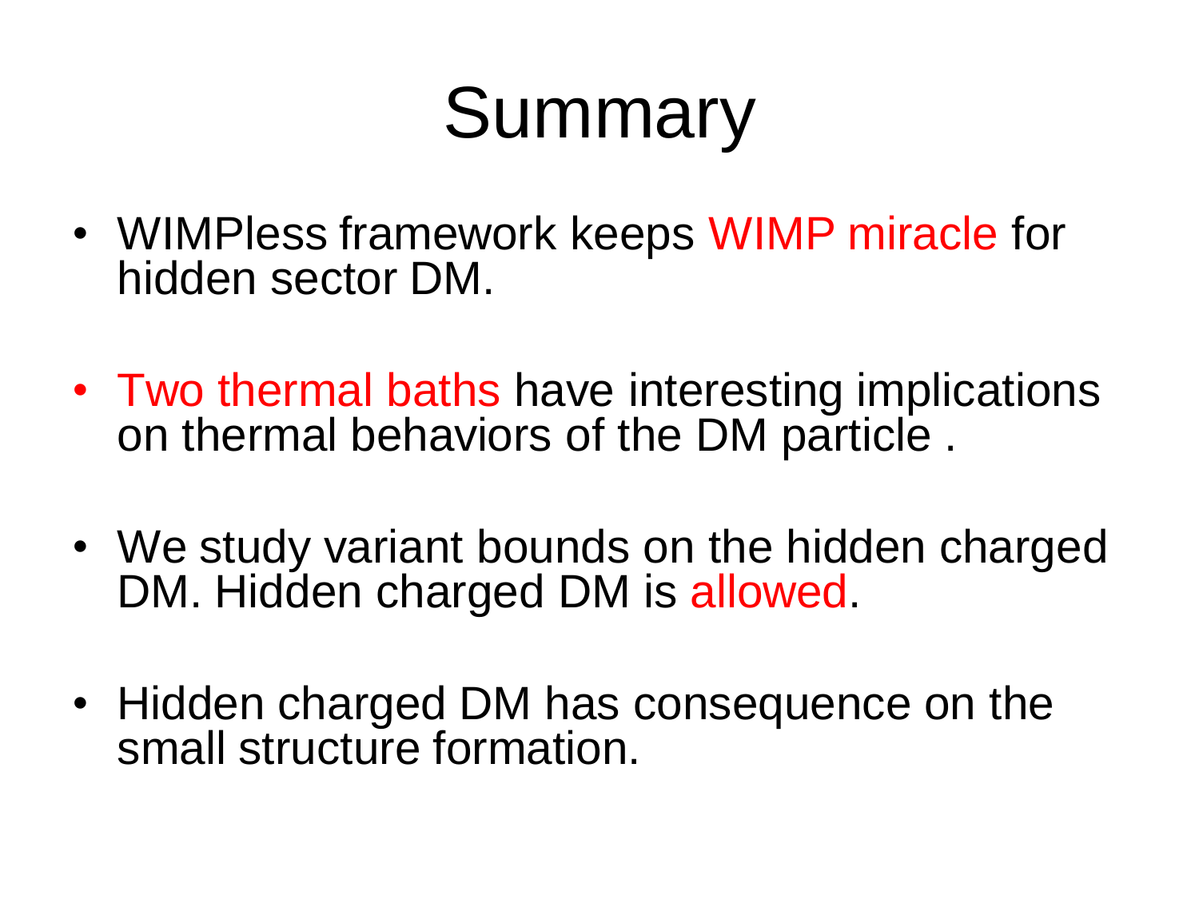# Summary

- WIMPless framework keeps WIMP miracle for hidden sector DM.

- Two thermal baths have interesting implications on thermal behaviors of the DM particle .

- We study variant bounds on the hidden charged DM. Hidden charged DM is allowed.

- Hidden charged DM has consequence on the small structure formation.